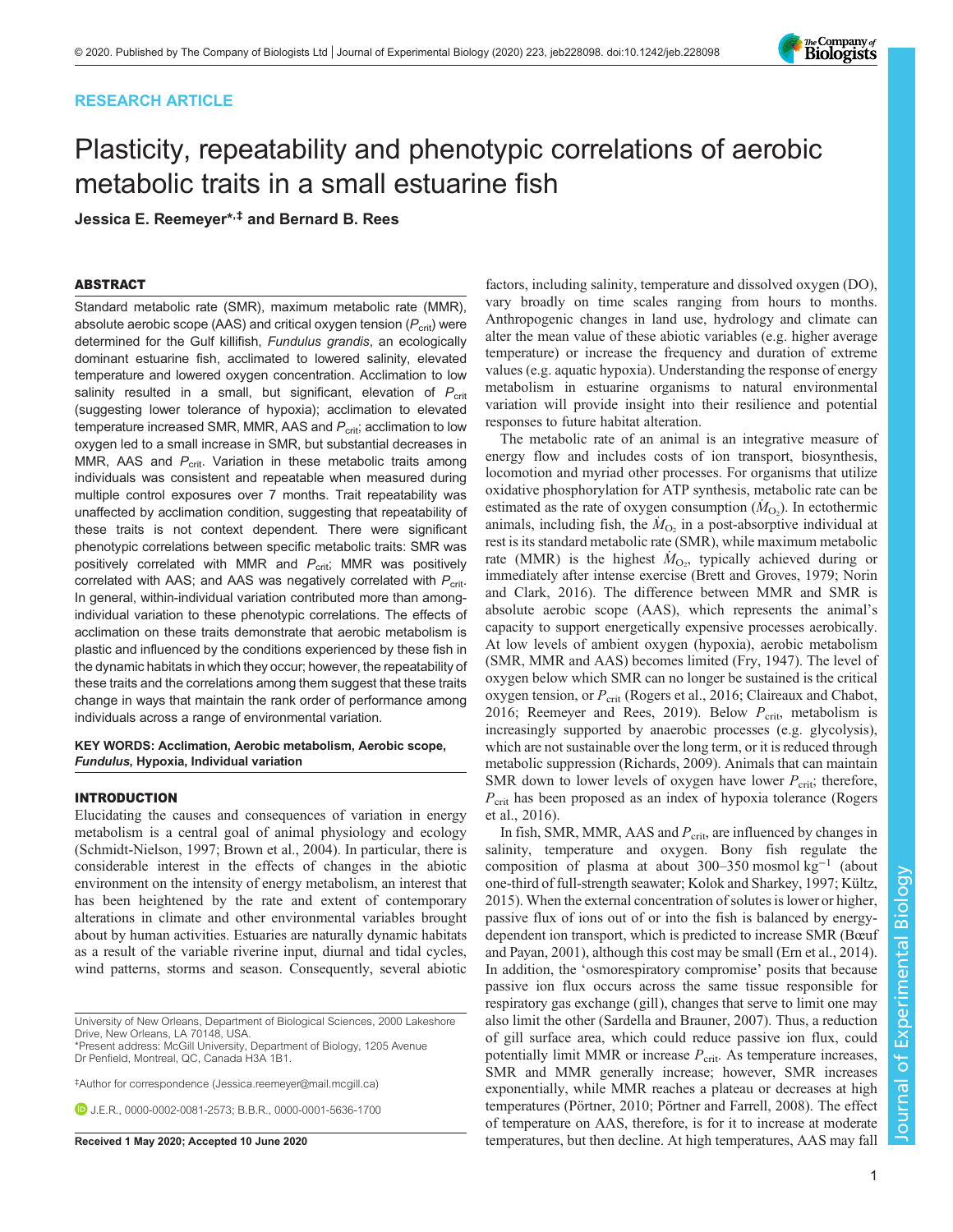RESEARCH ARTICLE

# Plasticity, repeatability and phenotypic correlations of aerobic metabolic traits in a small estuarine fish

**Jessica E. Reemeyer*,‡ and Bernard B. Rees**

## ABSTRACT

Standard metabolic rate (SMR), maximum metabolic rate (MMR), absolute aerobic scope (AAS) and critical oxygen tension ($P_{crit}$) were determined for the Gulf killifish, *Fundulus grandis*, an ecologically dominant estuarine fish, acclimated to lowered salinity, elevated temperature and lowered oxygen concentration. Acclimation to low salinity resulted in a small, but significant, elevation of $P_{crit}$ (suggesting lower tolerance of hypoxia); acclimation to elevated temperature increased SMR, MMR, AAS and $P_{crit}$; acclimation to low oxygen led to a small increase in SMR, but substantial decreases in MMR, AAS and $P_{crit}$. Variation in these metabolic traits among individuals was consistent and repeatable when measured during multiple control exposures over 7 months. Trait repeatability was unaffected by acclimation condition, suggesting that repeatability of these traits is not context dependent. There were significant phenotypic correlations between specific metabolic traits: SMR was positively correlated with MMR and $P_{crit}$; MMR was positively correlated with AAS; and AAS was negatively correlated with $P_{crit}$. In general, within-individual variation contributed more than among-individual variation to these phenotypic correlations. The effects of acclimation on these traits demonstrate that aerobic metabolism is plastic and influenced by the conditions experienced by these fish in the dynamic habitats in which they occur; however, the repeatability of these traits and the correlations among them suggest that these traits change in ways that maintain the rank order of performance among individuals across a range of environmental variation.

**KEY WORDS:** Acclimation, Aerobic metabolism, Aerobic scope, *Fundulus*, Hypoxia, Individual variation

## INTRODUCTION

Elucidating the causes and consequences of variation in energy metabolism is a central goal of animal physiology and ecology (Schmidt-Nielson, 1997; Brown et al., 2004). In particular, there is considerable interest in the effects of changes in the abiotic environment on the intensity of energy metabolism, an interest that has been heightened by the rate and extent of contemporary alterations in climate and other environmental variables brought about by human activities. Estuaries are naturally dynamic habitats as a result of the variable riverine input, diurnal and tidal cycles, wind patterns, storms and season. Consequently, several abiotic factors, including salinity, temperature and dissolved oxygen (DO), vary broadly on time scales ranging from hours to months. Anthropogenic changes in land use, hydrology and climate can alter the mean value of these abiotic variables (e.g. higher average temperature) or increase the frequency and duration of extreme values (e.g. aquatic hypoxia). Understanding the response of energy metabolism in estuarine organisms to natural environmental variation will provide insight into their resilience and potential responses to future habitat alteration.

The metabolic rate of an animal is an integrative measure of energy flow and includes costs of ion transport, biosynthesis, locomotion and myriad other processes. For organisms that utilize oxidative phosphorylation for ATP synthesis, metabolic rate can be estimated as the rate of oxygen consumption ($\dot{M}_{O_2}$). In ectothermic animals, including fish, the $\dot{M}_{O_2}$ in a post-absorptive individual at rest is its standard metabolic rate (SMR), while maximum metabolic rate (MMR) is the highest $\dot{M}_{O_2}$, typically achieved during or immediately after intense exercise (Brett and Groves, 1979; Norin and Clark, 2016). The difference between MMR and SMR is absolute aerobic scope (AAS), which represents the animal's capacity to support energetically expensive processes aerobically. At low levels of ambient oxygen (hypoxia), aerobic metabolism (SMR, MMR and AAS) becomes limited (Fry, 1947). The level of oxygen below which SMR can no longer be sustained is the critical oxygen tension, or $P_{crit}$ (Rogers et al., 2016; Claireaux and Chabot, 2016; Reemeyer and Rees, 2019). Below $P_{crit}$, metabolism is increasingly supported by anaerobic processes (e.g. glycolysis), which are not sustainable over the long term, or it is reduced through metabolic suppression (Richards, 2009). Animals that can maintain SMR down to lower levels of oxygen have lower $P_{crit}$; therefore, $P_{crit}$ has been proposed as an index of hypoxia tolerance (Rogers et al., 2016).

In fish, SMR, MMR, AAS and $P_{crit}$, are influenced by changes in salinity, temperature and oxygen. Bony fish regulate the composition of plasma at about 300–350 mosmol kg$^{-1}$ (about one-third of full-strength seawater; Kolok and Sharkey, 1997; Kültz, 2015). When the external concentration of solutes is lower or higher, passive flux of ions out of or into the fish is balanced by energy-dependent ion transport, which is predicted to increase SMR (Bœuf and Payan, 2001), although this cost may be small (Ern et al., 2014). In addition, the 'osmorespiratory compromise' posits that because passive ion flux occurs across the same tissue responsible for respiratory gas exchange (gill), changes that serve to limit one may also limit the other (Sardella and Brauner, 2007). Thus, a reduction of gill surface area, which could reduce passive ion flux, could potentially limit MMR or increase $P_{crit}$. As temperature increases, SMR and MMR generally increase; however, SMR increases exponentially, while MMR reaches a plateau or decreases at high temperatures (Pörtner, 2010; Pörtner and Farrell, 2008). The effect of temperature on AAS, therefore, is for it to increase at moderate temperatures, but then decline. At high temperatures, AAS may fall

University of New Orleans, Department of Biological Sciences, 2000 Lakeshore Drive, New Orleans, LA 70148, USA.
*Present address: McGill University, Department of Biology, 1205 Avenue Dr Penfield, Montreal, QC, Canada H3A 1B1.

‡Author for correspondence (Jessica.reemeyer@mail.mcgill.ca)

J.E.R., 0000-0002-0081-2573; B.B.R., 0000-0001-5636-1700

**Received 1 May 2020; Accepted 10 June 2020**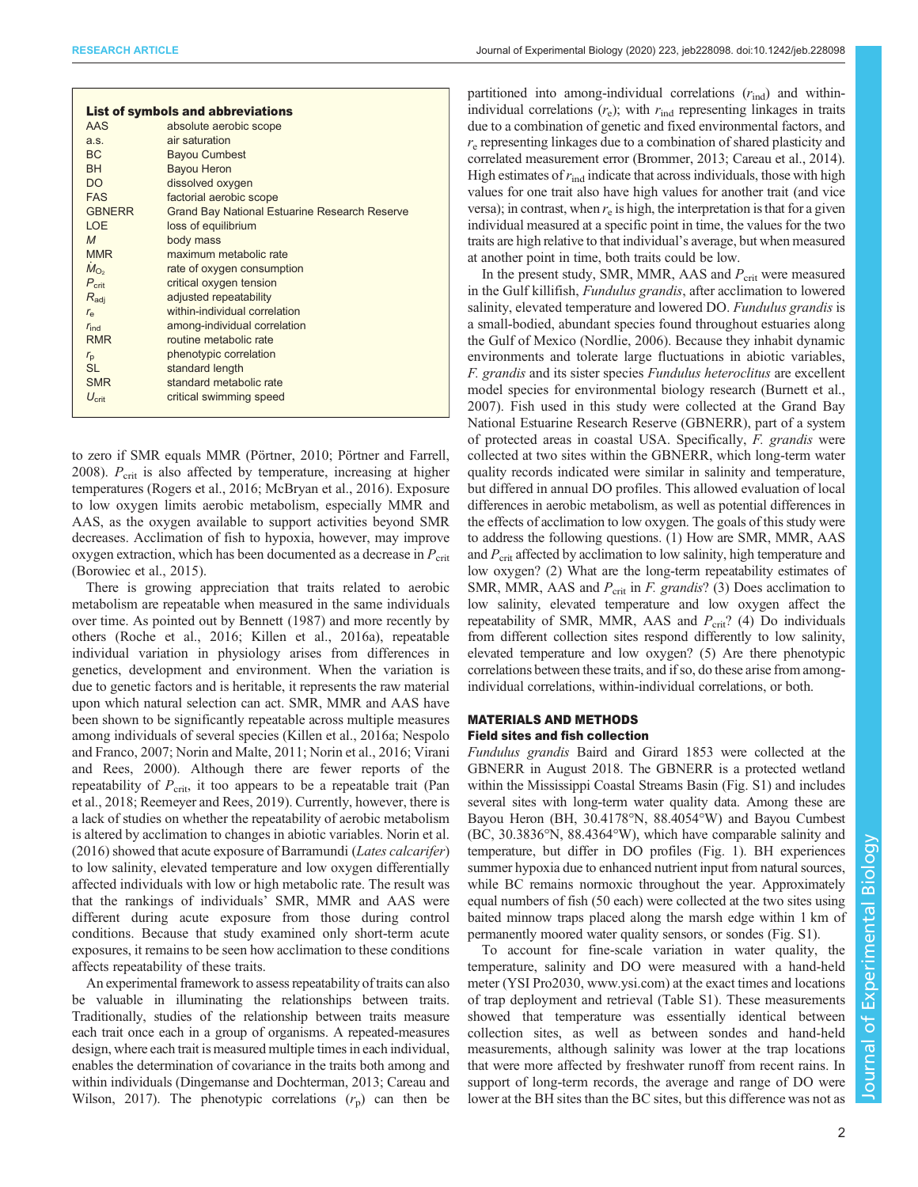**List of symbols and abbreviations**

| | |
|---|---|
| AAS | absolute aerobic scope |
| a.s. | air saturation |
| BC | Bayou Cumbest |
| BH | Bayou Heron |
| DO | dissolved oxygen |
| FAS | factorial aerobic scope |
| GBNERR | Grand Bay National Estuarine Research Reserve |
| LOE | loss of equilibrium |
| $M$ | body mass |
| MMR | maximum metabolic rate |
| $\dot{M}_{O_2}$ | rate of oxygen consumption |
| $P_{crit}$ | critical oxygen tension |
| $R_{adj}$ | adjusted repeatability |
| $r_e$ | within-individual correlation |
| $r_{ind}$ | among-individual correlation |
| RMR | routine metabolic rate |
| $r_p$ | phenotypic correlation |
| SL | standard length |
| SMR | standard metabolic rate |
| $U_{crit}$ | critical swimming speed |

to zero if SMR equals MMR (Pörtner, 2010; Pörtner and Farrell, 2008). $P_{crit}$ is also affected by temperature, increasing at higher temperatures (Rogers et al., 2016; McBryan et al., 2016). Exposure to low oxygen limits aerobic metabolism, especially MMR and AAS, as the oxygen available to support activities beyond SMR decreases. Acclimation of fish to hypoxia, however, may improve oxygen extraction, which has been documented as a decrease in $P_{crit}$ (Borowiec et al., 2015).

There is growing appreciation that traits related to aerobic metabolism are repeatable when measured in the same individuals over time. As pointed out by Bennett (1987) and more recently by others (Roche et al., 2016; Killen et al., 2016a), repeatable individual variation in physiology arises from differences in genetics, development and environment. When the variation is due to genetic factors and is heritable, it represents the raw material upon which natural selection can act. SMR, MMR and AAS have been shown to be significantly repeatable across multiple measures among individuals of several species (Killen et al., 2016a; Nespolo and Franco, 2007; Norin and Malte, 2011; Norin et al., 2016; Virani and Rees, 2000). Although there are fewer reports of the repeatability of $P_{crit}$, it too appears to be a repeatable trait (Pan et al., 2018; Reemeyer and Rees, 2019). Currently, however, there is a lack of studies on whether the repeatability of aerobic metabolism is altered by acclimation to changes in abiotic variables. Norin et al. (2016) showed that acute exposure of Barramundi (*Lates calcarifer*) to low salinity, elevated temperature and low oxygen differentially affected individuals with low or high metabolic rate. The result was that the rankings of individuals' SMR, MMR and AAS were different during acute exposure from those during control conditions. Because that study examined only short-term acute exposures, it remains to be seen how acclimation to these conditions affects repeatability of these traits.

An experimental framework to assess repeatability of traits can also be valuable in illuminating the relationships between traits. Traditionally, studies of the relationship between traits measure each trait once each in a group of organisms. A repeated-measures design, where each trait is measured multiple times in each individual, enables the determination of covariance in the traits both among and within individuals (Dingemanse and Dochterman, 2013; Careau and Wilson, 2017). The phenotypic correlations ($r_p$) can then be partitioned into among-individual correlations ($r_{ind}$) and within-individual correlations ($r_e$); with $r_{ind}$ representing linkages in traits due to a combination of genetic and fixed environmental factors, and $r_e$ representing linkages due to a combination of shared plasticity and correlated measurement error (Brommer, 2013; Careau et al., 2014). High estimates of $r_{ind}$ indicate that across individuals, those with high values for one trait also have high values for another trait (and vice versa); in contrast, when $r_e$ is high, the interpretation is that for a given individual measured at a specific point in time, the values for the two traits are high relative to that individual's average, but when measured at another point in time, both traits could be low.

In the present study, SMR, MMR, AAS and $P_{crit}$ were measured in the Gulf killifish, *Fundulus grandis*, after acclimation to lowered salinity, elevated temperature and lowered DO. *Fundulus grandis* is a small-bodied, abundant species found throughout estuaries along the Gulf of Mexico (Nordlie, 2006). Because they inhabit dynamic environments and tolerate large fluctuations in abiotic variables, *F. grandis* and its sister species *Fundulus heteroclitus* are excellent model species for environmental biology research (Burnett et al., 2007). Fish used in this study were collected at the Grand Bay National Estuarine Research Reserve (GBNERR), part of a system of protected areas in coastal USA. Specifically, *F. grandis* were collected at two sites within the GBNERR, which long-term water quality records indicated were similar in salinity and temperature, but differed in annual DO profiles. This allowed evaluation of local differences in aerobic metabolism, as well as potential differences in the effects of acclimation to low oxygen. The goals of this study were to address the following questions. (1) How are SMR, MMR, AAS and $P_{crit}$ affected by acclimation to low salinity, high temperature and low oxygen? (2) What are the long-term repeatability estimates of SMR, MMR, AAS and $P_{crit}$ in *F. grandis*? (3) Does acclimation to low salinity, elevated temperature and low oxygen affect the repeatability of SMR, MMR, AAS and $P_{crit}$? (4) Do individuals from different collection sites respond differently to low salinity, elevated temperature and low oxygen? (5) Are there phenotypic correlations between these traits, and if so, do these arise from among-individual correlations, within-individual correlations, or both.

## MATERIALS AND METHODS

### Field sites and fish collection

*Fundulus grandis* Baird and Girard 1853 were collected at the GBNERR in August 2018. The GBNERR is a protected wetland within the Mississippi Coastal Streams Basin (Fig. S1) and includes several sites with long-term water quality data. Among these are Bayou Heron (BH, 30.4178°N, 88.4054°W) and Bayou Cumbest (BC, 30.3836°N, 88.4364°W), which have comparable salinity and temperature, but differ in DO profiles (Fig. 1). BH experiences summer hypoxia due to enhanced nutrient input from natural sources, while BC remains normoxic throughout the year. Approximately equal numbers of fish (50 each) were collected at the two sites using baited minnow traps placed along the marsh edge within 1 km of permanently moored water quality sensors, or sondes (Fig. S1).

To account for fine-scale variation in water quality, the temperature, salinity and DO were measured with a hand-held meter (YSI Pro2030, www.ysi.com) at the exact times and locations of trap deployment and retrieval (Table S1). These measurements showed that temperature was essentially identical between collection sites, as well as between sondes and hand-held measurements, although salinity was lower at the trap locations that were more affected by freshwater runoff from recent rains. In support of long-term records, the average and range of DO were lower at the BH sites than the BC sites, but this difference was not as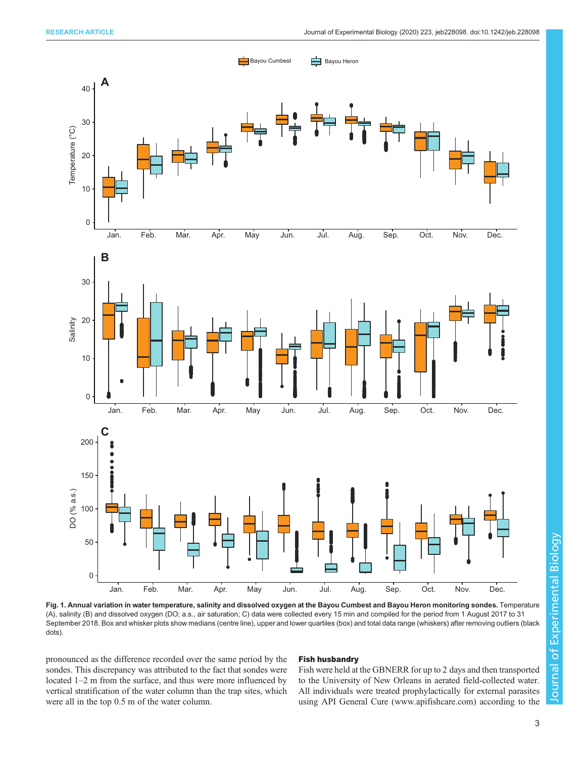**Fig. 1. Annual variation in water temperature, salinity and dissolved oxygen at the Bayou Cumbest and Bayou Heron monitoring sondes.** Temperature (A), salinity (B) and dissolved oxygen (DO; a.s., air saturation; C) data were collected every 15 min and compiled for the period from 1 August 2017 to 31 September 2018. Box and whisker plots show medians (centre line), upper and lower quartiles (box) and total data range (whiskers) after removing outliers (black dots).

pronounced as the difference recorded over the same period by the sondes. This discrepancy was attributed to the fact that sondes were located 1–2 m from the surface, and thus were more influenced by vertical stratification of the water column than the trap sites, which were all in the top 0.5 m of the water column.

#### Fish husbandry

Fish were held at the GBNERR for up to 2 days and then transported to the University of New Orleans in aerated field-collected water. All individuals were treated prophylactically for external parasites using API General Cure (www.apifishcare.com) according to the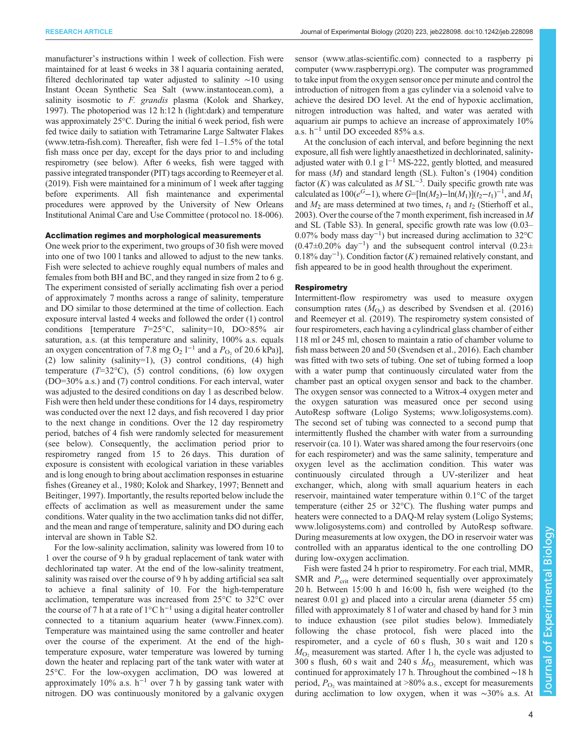manufacturer's instructions within 1 week of collection. Fish were maintained for at least 6 weeks in 38 l aquaria containing aerated, filtered dechlorinated tap water adjusted to salinity ∼10 using Instant Ocean Synthetic Sea Salt (www.instantocean.com), a salinity isosmotic to *F. grandis* plasma (Kolok and Sharkey, 1997). The photoperiod was 12 h:12 h (light:dark) and temperature was approximately 25°C. During the initial 6 week period, fish were fed twice daily to satiation with Tetramarine Large Saltwater Flakes (www.tetra-fish.com). Thereafter, fish were fed 1–1.5% of the total fish mass once per day, except for the days prior to and including respirometry (see below). After 6 weeks, fish were tagged with passive integrated transponder (PIT) tags according to Reemeyer et al. (2019). Fish were maintained for a minimum of 1 week after tagging before experiments. All fish maintenance and experimental procedures were approved by the University of New Orleans Institutional Animal Care and Use Committee (protocol no. 18-006).

### Acclimation regimes and morphological measurements

One week prior to the experiment, two groups of 30 fish were moved into one of two 100 l tanks and allowed to adjust to the new tanks. Fish were selected to achieve roughly equal numbers of males and females from both BH and BC, and they ranged in size from 2 to 6 g. The experiment consisted of serially acclimating fish over a period of approximately 7 months across a range of salinity, temperature and DO similar to those determined at the time of collection. Each exposure interval lasted 4 weeks and followed the order (1) control conditions [temperature $T$=25°C, salinity=10, DO>85% air saturation, a.s. (at this temperature and salinity, 100% a.s. equals an oxygen concentration of 7.8 mg $O_2$ $l^{-1}$ and a $P_{O_2}$ of 20.6 kPa)], (2) low salinity (salinity=1), (3) control conditions, (4) high temperature ($T$=32°C), (5) control conditions, (6) low oxygen (DO=30% a.s.) and (7) control conditions. For each interval, water was adjusted to the desired conditions on day 1 as described below. Fish were then held under these conditions for 14 days, respirometry was conducted over the next 12 days, and fish recovered 1 day prior to the next change in conditions. Over the 12 day respirometry period, batches of 4 fish were randomly selected for measurement (see below). Consequently, the acclimation period prior to respirometry ranged from 15 to 26 days. This duration of exposure is consistent with ecological variation in these variables and is long enough to bring about acclimation responses in estuarine fishes (Greaney et al., 1980; Kolok and Sharkey, 1997; Bennett and Beitinger, 1997). Importantly, the results reported below include the effects of acclimation as well as measurement under the same conditions. Water quality in the two acclimation tanks did not differ, and the mean and range of temperature, salinity and DO during each interval are shown in Table S2.

For the low-salinity acclimation, salinity was lowered from 10 to 1 over the course of 9 h by gradual replacement of tank water with dechlorinated tap water. At the end of the low-salinity treatment, salinity was raised over the course of 9 h by adding artificial sea salt to achieve a final salinity of 10. For the high-temperature acclimation, temperature was increased from 25°C to 32°C over the course of 7 h at a rate of 1°C $h^{-1}$ using a digital heater controller connected to a titanium aquarium heater (www.Finnex.com). Temperature was maintained using the same controller and heater over the course of the experiment. At the end of the high-temperature exposure, water temperature was lowered by turning down the heater and replacing part of the tank water with water at 25°C. For the low-oxygen acclimation, DO was lowered at approximately 10% a.s. $h^{-1}$ over 7 h by gassing tank water with nitrogen. DO was continuously monitored by a galvanic oxygen sensor (www.atlas-scientific.com) connected to a raspberry pi computer (www.raspberrypi.org). The computer was programmed to take input from the oxygen sensor once per minute and control the introduction of nitrogen from a gas cylinder via a solenoid valve to achieve the desired DO level. At the end of hypoxic acclimation, nitrogen introduction was halted, and water was aerated with aquarium air pumps to achieve an increase of approximately 10% a.s. $h^{-1}$ until DO exceeded 85% a.s.

At the conclusion of each interval, and before beginning the next exposure, all fish were lightly anaesthetized in dechlorinated, salinity-adjusted water with 0.1 g $l^{-1}$ MS-222, gently blotted, and measured for mass ($M$) and standard length (SL). Fulton's (1904) condition factor ($K$) was calculated as $M$ $SL^{-3}$. Daily specific growth rate was calculated as $100(e^{G}-1)$, where $G=[\ln(M_2)-\ln(M_1)](t_2-t_1)^{-1}$, and $M_1$ and $M_2$ are mass determined at two times, $t_1$ and $t_2$ (Stierhoff et al., 2003). Over the course of the 7 month experiment, fish increased in $M$ and SL (Table S3). In general, specific growth rate was low (0.03–0.07% body mass $day^{-1}$) but increased during acclimation to 32°C (0.47±0.20% $day^{-1}$) and the subsequent control interval (0.23±0.18% $day^{-1}$). Condition factor ($K$) remained relatively constant, and fish appeared to be in good health throughout the experiment.

### Respirometry

Intermittent-flow respirometry was used to measure oxygen consumption rates ($\dot{M}_{O_2}$) as described by Svendsen et al. (2016) and Reemeyer et al. (2019). The respirometry system consisted of four respirometers, each having a cylindrical glass chamber of either 118 ml or 245 ml, chosen to maintain a ratio of chamber volume to fish mass between 20 and 50 (Svendsen et al., 2016). Each chamber was fitted with two sets of tubing. One set of tubing formed a loop with a water pump that continuously circulated water from the chamber past an optical oxygen sensor and back to the chamber. The oxygen sensor was connected to a Witrox-4 oxygen meter and the oxygen saturation was measured once per second using AutoResp software (Loligo Systems; www.loligosystems.com). The second set of tubing was connected to a second pump that intermittently flushed the chamber with water from a surrounding reservoir (ca. 10 l). Water was shared among the four reservoirs (one for each respirometer) and was the same salinity, temperature and oxygen level as the acclimation condition. This water was continuously circulated through a UV-sterilizer and heat exchanger, which, along with small aquarium heaters in each reservoir, maintained water temperature within 0.1°C of the target temperature (either 25 or 32°C). The flushing water pumps and heaters were connected to a DAQ-M relay system (Loligo Systems; www.loligosystems.com) and controlled by AutoResp software. During measurements at low oxygen, the DO in reservoir water was controlled with an apparatus identical to the one controlling DO during low-oxygen acclimation.

Fish were fasted 24 h prior to respirometry. For each trial, MMR, SMR and $P_{crit}$ were determined sequentially over approximately 20 h. Between 15:00 h and 16:00 h, fish were weighed (to the nearest 0.01 g) and placed into a circular arena (diameter 55 cm) filled with approximately 8 l of water and chased by hand for 3 min to induce exhaustion (see pilot studies below). Immediately following the chase protocol, fish were placed into the respirometer, and a cycle of 60 s flush, 30 s wait and 120 s $\dot{M}_{O_2}$ measurement was started. After 1 h, the cycle was adjusted to 300 s flush, 60 s wait and 240 s $\dot{M}_{O_2}$ measurement, which was continued for approximately 17 h. Throughout the combined ∼18 h period, $P_{O_2}$ was maintained at >80% a.s., except for measurements during acclimation to low oxygen, when it was ∼30% a.s. At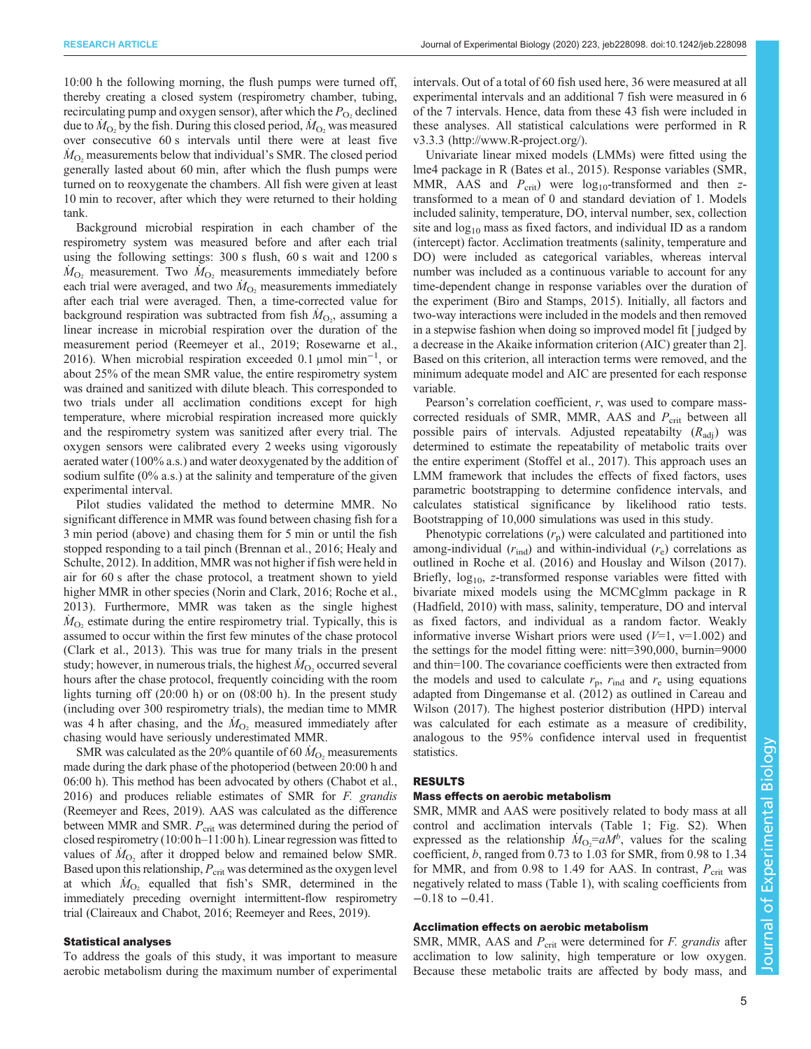10:00 h the following morning, the flush pumps were turned off, thereby creating a closed system (respirometry chamber, tubing, recirculating pump and oxygen sensor), after which the $P_{O_2}$ declined due to $\dot{M}_{O_2}$ by the fish. During this closed period, $\dot{M}_{O_2}$ was measured over consecutive 60 s intervals until there were at least five $\dot{M}_{O_2}$ measurements below that individual's SMR. The closed period generally lasted about 60 min, after which the flush pumps were turned on to reoxygenate the chambers. All fish were given at least 10 min to recover, after which they were returned to their holding tank.

Background microbial respiration in each chamber of the respirometry system was measured before and after each trial using the following settings: 300 s flush, 60 s wait and 1200 s $\dot{M}_{O_2}$ measurement. Two $\dot{M}_{O_2}$ measurements immediately before each trial were averaged, and two $\dot{M}_{O_2}$ measurements immediately after each trial were averaged. Then, a time-corrected value for background respiration was subtracted from fish $\dot{M}_{O_2}$, assuming a linear increase in microbial respiration over the duration of the measurement period (Reemeyer et al., 2019; Rosewarne et al., 2016). When microbial respiration exceeded 0.1 µmol min$^{-1}$, or about 25% of the mean SMR value, the entire respirometry system was drained and sanitized with dilute bleach. This corresponded to two trials under all acclimation conditions except for high temperature, where microbial respiration increased more quickly and the respirometry system was sanitized after every trial. The oxygen sensors were calibrated every 2 weeks using vigorously aerated water (100% a.s.) and water deoxygenated by the addition of sodium sulfite (0% a.s.) at the salinity and temperature of the given experimental interval.

Pilot studies validated the method to determine MMR. No significant difference in MMR was found between chasing fish for a 3 min period (above) and chasing them for 5 min or until the fish stopped responding to a tail pinch (Brennan et al., 2016; Healy and Schulte, 2012). In addition, MMR was not higher if fish were held in air for 60 s after the chase protocol, a treatment shown to yield higher MMR in other species (Norin and Clark, 2016; Roche et al., 2013). Furthermore, MMR was taken as the single highest $\dot{M}_{O_2}$ estimate during the entire respirometry trial. Typically, this is assumed to occur within the first few minutes of the chase protocol (Clark et al., 2013). This was true for many trials in the present study; however, in numerous trials, the highest $\dot{M}_{O_2}$ occurred several hours after the chase protocol, frequently coinciding with the room lights turning off (20:00 h) or on (08:00 h). In the present study (including over 300 respirometry trials), the median time to MMR was 4 h after chasing, and the $\dot{M}_{O_2}$ measured immediately after chasing would have seriously underestimated MMR.

SMR was calculated as the 20% quantile of 60 $\dot{M}_{O_2}$ measurements made during the dark phase of the photoperiod (between 20:00 h and 06:00 h). This method has been advocated by others (Chabot et al., 2016) and produces reliable estimates of SMR for *F. grandis* (Reemeyer and Rees, 2019). AAS was calculated as the difference between MMR and SMR. $P_{crit}$ was determined during the period of closed respirometry (10:00 h–11:00 h). Linear regression was fitted to values of $\dot{M}_{O_2}$ after it dropped below and remained below SMR. Based upon this relationship, $P_{crit}$ was determined as the oxygen level at which $\dot{M}_{O_2}$ equalled that fish's SMR, determined in the immediately preceding overnight intermittent-flow respirometry trial (Claireaux and Chabot, 2016; Reemeyer and Rees, 2019).

### Statistical analyses

To address the goals of this study, it was important to measure aerobic metabolism during the maximum number of experimental intervals. Out of a total of 60 fish used here, 36 were measured at all experimental intervals and an additional 7 fish were measured in 6 of the 7 intervals. Hence, data from these 43 fish were included in these analyses. All statistical calculations were performed in R v3.3.3 (http://www.R-project.org/).

Univariate linear mixed models (LMMs) were fitted using the lme4 package in R (Bates et al., 2015). Response variables (SMR, MMR, AAS and $P_{crit}$) were $\log_{10}$-transformed and then *z*-transformed to a mean of 0 and standard deviation of 1. Models included salinity, temperature, DO, interval number, sex, collection site and $\log_{10}$ mass as fixed factors, and individual ID as a random (intercept) factor. Acclimation treatments (salinity, temperature and DO) were included as categorical variables, whereas interval number was included as a continuous variable to account for any time-dependent change in response variables over the duration of the experiment (Biro and Stamps, 2015). Initially, all factors and two-way interactions were included in the models and then removed in a stepwise fashion when doing so improved model fit [judged by a decrease in the Akaike information criterion (AIC) greater than 2]. Based on this criterion, all interaction terms were removed, and the minimum adequate model and AIC are presented for each response variable.

Pearson's correlation coefficient, *r*, was used to compare mass-corrected residuals of SMR, MMR, AAS and $P_{crit}$ between all possible pairs of intervals. Adjusted repeatabilty ($R_{adj}$) was determined to estimate the repeatability of metabolic traits over the entire experiment (Stoffel et al., 2017). This approach uses an LMM framework that includes the effects of fixed factors, uses parametric bootstrapping to determine confidence intervals, and calculates statistical significance by likelihood ratio tests. Bootstrapping of 10,000 simulations was used in this study.

Phenotypic correlations ($r_p$) were calculated and partitioned into among-individual ($r_{ind}$) and within-individual ($r_e$) correlations as outlined in Roche et al. (2016) and Houslay and Wilson (2017). Briefly, $\log_{10}$, *z*-transformed response variables were fitted with bivariate mixed models using the MCMCglmm package in R (Hadfield, 2010) with mass, salinity, temperature, DO and interval as fixed factors, and individual as a random factor. Weakly informative inverse Wishart priors were used ($V$=1, ν=1.002) and the settings for the model fitting were: nitt=390,000, burnin=9000 and thin=100. The covariance coefficients were then extracted from the models and used to calculate $r_p$, $r_{ind}$ and $r_e$ using equations adapted from Dingemanse et al. (2012) as outlined in Careau and Wilson (2017). The highest posterior distribution (HPD) interval was calculated for each estimate as a measure of credibility, analogous to the 95% confidence interval used in frequentist statistics.

## RESULTS

### Mass effects on aerobic metabolism

SMR, MMR and AAS were positively related to body mass at all control and acclimation intervals (Table 1; Fig. S2). When expressed as the relationship $\dot{M}_{O_2}=aM^b$, values for the scaling coefficient, *b*, ranged from 0.73 to 1.03 for SMR, from 0.98 to 1.34 for MMR, and from 0.98 to 1.49 for AAS. In contrast, $P_{crit}$ was negatively related to mass (Table 1), with scaling coefficients from −0.18 to −0.41.

### Acclimation effects on aerobic metabolism

SMR, MMR, AAS and $P_{crit}$ were determined for *F. grandis* after acclimation to low salinity, high temperature or low oxygen. Because these metabolic traits are affected by body mass, and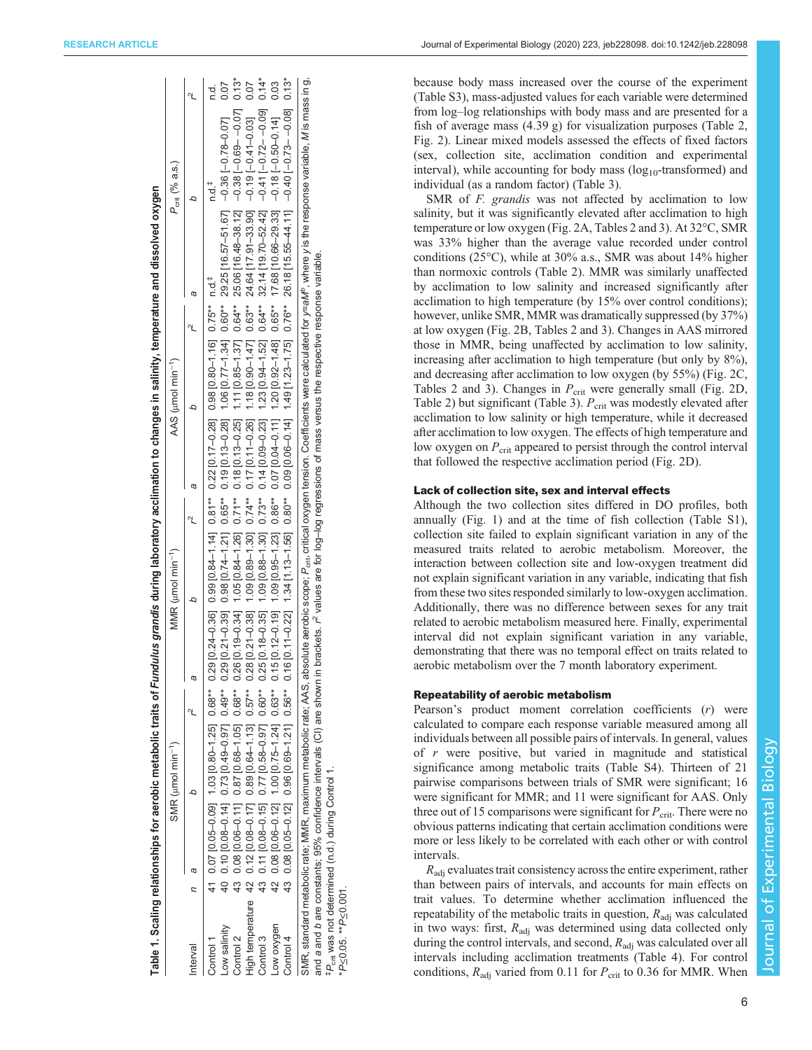**Table 1. Scaling relationships for aerobic metabolic traits of *Fundulus grandis* during laboratory acclimation to changes in salinity, temperature and dissolved oxygen**

| Interval | *n* | SMR (μmol min$^{-1}$) | | | MMR (μmol min$^{-1}$) | | | AAS (μmol min$^{-1}$) | | | $P_{crit}$ (% a.s.) | | |
|---|---|---|---|---|---|---|---|---|---|---|---|---|---|
| | | *a* | *b* | $r^2$ | *a* | *b* | $r^2$ | *a* | *b* | $r^2$ | *a* | *b* | $r^2$ |
| Control 1 | 41 | 0.07 [0.05–0.09] | 1.03 [0.80–1.25] | 0.68** | 0.29 [0.24–0.36] | 0.99 [0.84–1.14] | 0.81** | 0.22 [0.17–0.28] | 0.98 [0.80–1.16] | 0.75** | n.d.‡ | n.d.‡ | n.d. |
| Low salinity | 40 | 0.10 [0.08–0.14] | 0.73 [0.49–0.97] | 0.49** | 0.29 [0.21–0.39] | 0.98 [0.74–1.21] | 0.65** | 0.19 [0.13–0.28] | 1.06 [0.77–1.34] | 0.60** | 29.25 [16.57–51.67] | −0.36 [−0.78–0.07] | 0.07 |
| Control 2 | 43 | 0.08 [0.06–0.11] | 0.87 [0.68–1.05] | 0.68** | 0.26 [0.19–0.34] | 1.05 [0.84–1.26] | 0.71** | 0.18 [0.13–0.25] | 1.11 [0.85–1.37] | 0.64** | 25.06 [16.48–38.12] | −0.38 [−0.69– −0.07] | 0.13* |
| High temperature | 42 | 0.12 [0.08–0.17] | 0.89 [0.64–1.13] | 0.57** | 0.28 [0.21–0.38] | 1.09 [0.89–1.30] | 0.74** | 0.17 [0.11–0.26] | 1.18 [0.90–1.47] | 0.63** | 24.64 [17.91–33.90] | −0.19 [−0.41–0.03] | 0.07 |
| Control 3 | 43 | 0.11 [0.08–0.15] | 0.77 [0.58–0.97] | 0.60** | 0.25 [0.18–0.35] | 1.09 [0.88–1.30] | 0.73** | 0.14 [0.09–0.23] | 1.23 [0.94–1.52] | 0.64** | 32.14 [19.70–52.42] | −0.41 [−0.72– −0.09] | 0.14* |
| Low oxygen | 42 | 0.08 [0.06–0.12] | 1.00 [0.75–1.24] | 0.63** | 0.15 [0.12–0.19] | 1.09 [0.95–1.23] | 0.86** | 0.07 [0.04–0.11] | 1.20 [0.92–1.48] | 0.65** | 17.68 [10.66–29.33] | −0.18 [−0.50–0.14] | 0.03 |
| Control 4 | 43 | 0.08 [0.05–0.12] | 0.96 [0.69–1.21] | 0.56** | 0.16 [0.11–0.22] | 1.34 [1.13–1.56] | 0.80** | 0.09 [0.06–0.14] | 1.49 [1.23–1.75] | 0.76** | 26.18 [15.55–44.11] | −0.40 [−0.73– −0.08] | 0.13* |

SMR, standard metabolic rate; MMR, maximum metabolic rate; AAS, absolute aerobic scope; $P_{crit}$, critical oxygen tension. Coefficients were calculated for $y=aM^b$, where *y* is the response variable, *M* is mass in g, and *a* and *b* are constants; 95% confidence intervals (CI) are shown in brackets. $r^2$ values are for log–log regressions of mass versus the respective response variable.
‡$P_{crit}$ was not determined (n.d.) during Control 1.
*$P\leq0.05$. **$P\leq0.001$.

because body mass increased over the course of the experiment (Table S3), mass-adjusted values for each variable were determined from log–log relationships with body mass and are presented for a fish of average mass (4.39 g) for visualization purposes (Table 2, Fig. 2). Linear mixed models assessed the effects of fixed factors (sex, collection site, acclimation condition and experimental interval), while accounting for body mass ($\log_{10}$-transformed) and individual (as a random factor) (Table 3).

SMR of *F. grandis* was not affected by acclimation to low salinity, but it was significantly elevated after acclimation to high temperature or low oxygen (Fig. 2A, Tables 2 and 3). At 32°C, SMR was 33% higher than the average value recorded under control conditions (25°C), while at 30% a.s., SMR was about 14% higher than normoxic controls (Table 2). MMR was similarly unaffected by acclimation to low salinity and increased significantly after acclimation to high temperature (by 15% over control conditions); however, unlike SMR, MMR was dramatically suppressed (by 37%) at low oxygen (Fig. 2B, Tables 2 and 3). Changes in AAS mirrored those in MMR, being unaffected by acclimation to low salinity, increasing after acclimation to high temperature (but only by 8%), and decreasing after acclimation to low oxygen (by 55%) (Fig. 2C, Tables 2 and 3). Changes in $P_{crit}$ were generally small (Fig. 2D, Table 2) but significant (Table 3). $P_{crit}$ was modestly elevated after acclimation to low salinity or high temperature, while it decreased after acclimation to low oxygen. The effects of high temperature and low oxygen on $P_{crit}$ appeared to persist through the control interval that followed the respective acclimation period (Fig. 2D).

## Lack of collection site, sex and interval effects

Although the two collection sites differed in DO profiles, both annually (Fig. 1) and at the time of fish collection (Table S1), collection site failed to explain significant variation in any of the measured traits related to aerobic metabolism. Moreover, the interaction between collection site and low-oxygen treatment did not explain significant variation in any variable, indicating that fish from these two sites responded similarly to low-oxygen acclimation. Additionally, there was no difference between sexes for any trait related to aerobic metabolism measured here. Finally, experimental interval did not explain significant variation in any variable, demonstrating that there was no temporal effect on traits related to aerobic metabolism over the 7 month laboratory experiment.

## Repeatability of aerobic metabolism

Pearson's product moment correlation coefficients (*r*) were calculated to compare each response variable measured among all individuals between all possible pairs of intervals. In general, values of *r* were positive, but varied in magnitude and statistical significance among metabolic traits (Table S4). Thirteen of 21 pairwise comparisons between trials of SMR were significant; 16 were significant for MMR; and 11 were significant for AAS. Only three out of 15 comparisons were significant for $P_{crit}$. There were no obvious patterns indicating that certain acclimation conditions were more or less likely to be correlated with each other or with control intervals.

$R_{adj}$ evaluates trait consistency across the entire experiment, rather than between pairs of intervals, and accounts for main effects on trait values. To determine whether acclimation influenced the repeatability of the metabolic traits in question, $R_{adj}$ was calculated in two ways: first, $R_{adj}$ was determined using data collected only during the control intervals, and second, $R_{adj}$ was calculated over all intervals including acclimation treatments (Table 4). For control conditions, $R_{adj}$ varied from 0.11 for $P_{crit}$ to 0.36 for MMR. When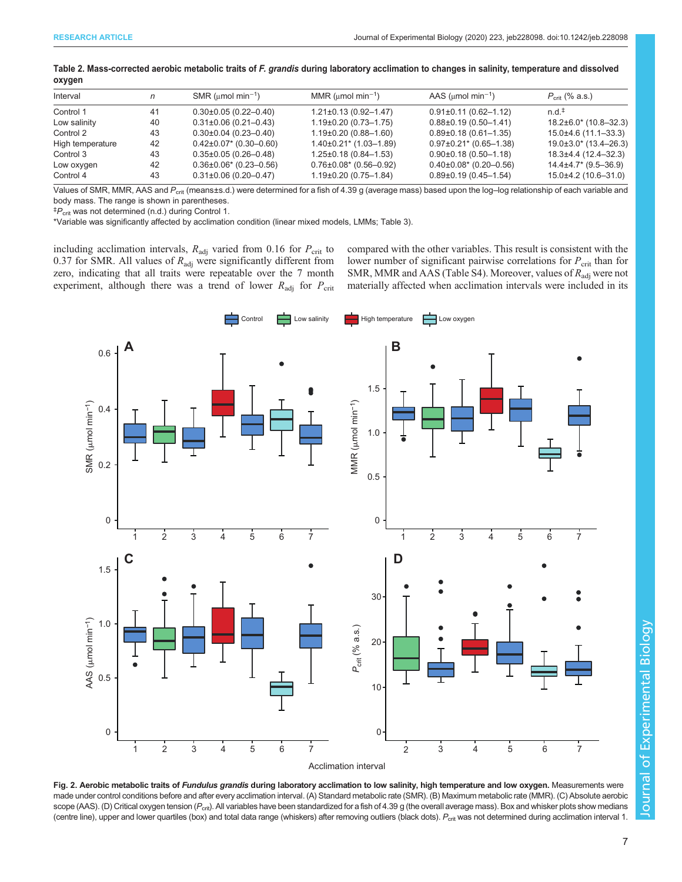**Table 2. Mass-corrected aerobic metabolic traits of *F. grandis* during laboratory acclimation to changes in salinity, temperature and dissolved oxygen**

| Interval | n | SMR (μmol $min^{-1}$) | MMR (μmol $min^{-1}$) | AAS (μmol $min^{-1}$) | $P_{crit}$ (% a.s.) |
|---|---|---|---|---|---|
| Control 1 | 41 | 0.30±0.05 (0.22–0.40) | 1.21±0.13 (0.92–1.47) | 0.91±0.11 (0.62–1.12) | n.d.‡ |
| Low salinity | 40 | 0.31±0.06 (0.21–0.43) | 1.19±0.20 (0.73–1.75) | 0.88±0.19 (0.50–1.41) | 18.2±6.0* (10.8–32.3) |
| Control 2 | 43 | 0.30±0.04 (0.23–0.40) | 1.19±0.20 (0.88–1.60) | 0.89±0.18 (0.61–1.35) | 15.0±4.6 (11.1–33.3) |
| High temperature | 42 | 0.42±0.07* (0.30–0.60) | 1.40±0.21* (1.03–1.89) | 0.97±0.21* (0.65–1.38) | 19.0±3.0* (13.4–26.3) |
| Control 3 | 43 | 0.35±0.05 (0.26–0.48) | 1.25±0.18 (0.84–1.53) | 0.90±0.18 (0.50–1.18) | 18.3±4.4 (12.4–32.3) |
| Low oxygen | 42 | 0.36±0.06* (0.23–0.56) | 0.76±0.08* (0.56–0.92) | 0.40±0.08* (0.20–0.56) | 14.4±4.7* (9.5–36.9) |
| Control 4 | 43 | 0.31±0.06 (0.20–0.47) | 1.19±0.20 (0.75–1.84) | 0.89±0.19 (0.45–1.54) | 15.0±4.2 (10.6–31.0) |

Values of SMR, MMR, AAS and $P_{crit}$ (means±s.d.) were determined for a fish of 4.39 g (average mass) based upon the log–log relationship of each variable and body mass. The range is shown in parentheses.

‡$P_{crit}$ was not determined (n.d.) during Control 1.

*Variable was significantly affected by acclimation condition (linear mixed models, LMMs; Table 3).

including acclimation intervals, $R_{adj}$ varied from 0.16 for $P_{crit}$ to 0.37 for SMR. All values of $R_{adj}$ were significantly different from zero, indicating that all traits were repeatable over the 7 month experiment, although there was a trend of lower $R_{adj}$ for $P_{crit}$ compared with the other variables. This result is consistent with the lower number of significant pairwise correlations for $P_{crit}$ than for SMR, MMR and AAS (Table S4). Moreover, values of $R_{adj}$ were not materially affected when acclimation intervals were included in its

**Fig. 2. Aerobic metabolic traits of *Fundulus grandis* during laboratory acclimation to low salinity, high temperature and low oxygen.** Measurements were made under control conditions before and after every acclimation interval. (A) Standard metabolic rate (SMR). (B) Maximum metabolic rate (MMR). (C) Absolute aerobic scope (AAS). (D) Critical oxygen tension ($P_{crit}$). All variables have been standardized for a fish of 4.39 g (the overall average mass). Box and whisker plots show medians (centre line), upper and lower quartiles (box) and total data range (whiskers) after removing outliers (black dots). $P_{crit}$ was not determined during acclimation interval 1.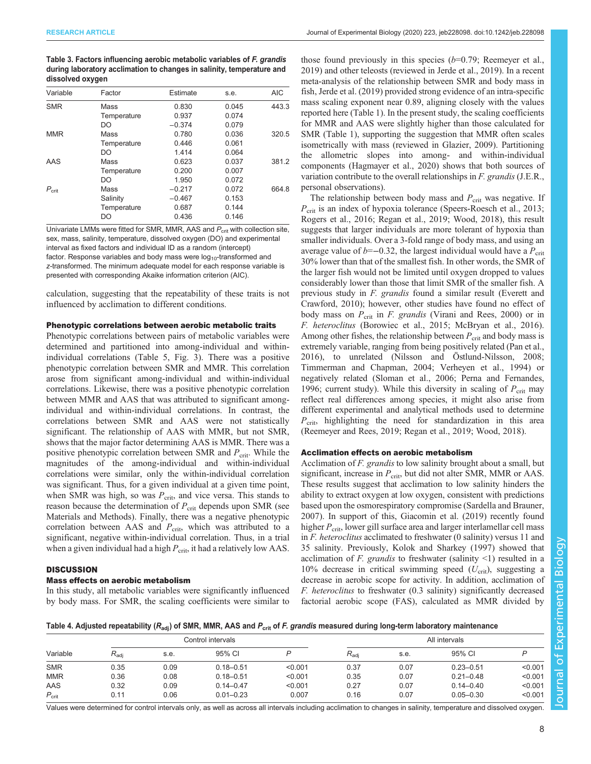**Table 3. Factors influencing aerobic metabolic variables of *F. grandis* during laboratory acclimation to changes in salinity, temperature and dissolved oxygen**

| Variable | Factor | Estimate | s.e. | AIC |
|---|---|---|---|---|
| SMR | Mass | 0.830 | 0.045 | 443.3 |
| | Temperature | 0.937 | 0.074 | |
| | DO | −0.374 | 0.079 | |
| MMR | Mass | 0.780 | 0.036 | 320.5 |
| | Temperature | 0.446 | 0.061 | |
| | DO | 1.414 | 0.064 | |
| AAS | Mass | 0.623 | 0.037 | 381.2 |
| | Temperature | 0.200 | 0.007 | |
| | DO | 1.950 | 0.072 | |
| $P_{crit}$ | Mass | −0.217 | 0.072 | 664.8 |
| | Salinity | −0.467 | 0.153 | |
| | Temperature | 0.687 | 0.144 | |
| | DO | 0.436 | 0.146 | |

Univariate LMMs were fitted for SMR, MMR, AAS and $P_{crit}$ with collection site, sex, mass, salinity, temperature, dissolved oxygen (DO) and experimental interval as fixed factors and individual ID as a random (intercept) factor. Response variables and body mass were $log_{10}$-transformed and *z*-transformed. The minimum adequate model for each response variable is presented with corresponding Akaike information criterion (AIC).

calculation, suggesting that the repeatability of these traits is not influenced by acclimation to different conditions.

### Phenotypic correlations between aerobic metabolic traits

Phenotypic correlations between pairs of metabolic variables were determined and partitioned into among-individual and within-individual correlations (Table 5, Fig. 3). There was a positive phenotypic correlation between SMR and MMR. This correlation arose from significant among-individual and within-individual correlations. Likewise, there was a positive phenotypic correlation between MMR and AAS that was attributed to significant among-individual and within-individual correlations. In contrast, the correlations between SMR and AAS were not statistically significant. The relationship of AAS with MMR, but not SMR, shows that the major factor determining AAS is MMR. There was a positive phenotypic correlation between SMR and $P_{crit}$. While the magnitudes of the among-individual and within-individual correlations were similar, only the within-individual correlation was significant. Thus, for a given individual at a given time point, when SMR was high, so was $P_{crit}$, and vice versa. This stands to reason because the determination of $P_{crit}$ depends upon SMR (see Materials and Methods). Finally, there was a negative phenotypic correlation between AAS and $P_{crit}$, which was attributed to a significant, negative within-individual correlation. Thus, in a trial when a given individual had a high $P_{crit}$, it had a relatively low AAS.

## DISCUSSION

### Mass effects on aerobic metabolism

In this study, all metabolic variables were significantly influenced by body mass. For SMR, the scaling coefficients were similar to those found previously in this species ($b$=0.79; Reemeyer et al., 2019) and other teleosts (reviewed in Jerde et al., 2019). In a recent meta-analysis of the relationship between SMR and body mass in fish, Jerde et al. (2019) provided strong evidence of an intra-specific mass scaling exponent near 0.89, aligning closely with the values reported here (Table 1). In the present study, the scaling coefficients for MMR and AAS were slightly higher than those calculated for SMR (Table 1), supporting the suggestion that MMR often scales isometrically with mass (reviewed in Glazier, 2009). Partitioning the allometric slopes into among- and within-individual components (Hagmayer et al., 2020) shows that both sources of variation contribute to the overall relationships in *F. grandis* (J.E.R., personal observations).

The relationship between body mass and $P_{crit}$ was negative. If $P_{crit}$ is an index of hypoxia tolerance (Speers-Roesch et al., 2013; Rogers et al., 2016; Regan et al., 2019; Wood, 2018), this result suggests that larger individuals are more tolerant of hypoxia than smaller individuals. Over a 3-fold range of body mass, and using an average value of $b$=−0.32, the largest individual would have a $P_{crit}$ 30% lower than that of the smallest fish. In other words, the SMR of the larger fish would not be limited until oxygen dropped to values considerably lower than those that limit SMR of the smaller fish. A previous study in *F. grandis* found a similar result (Everett and Crawford, 2010); however, other studies have found no effect of body mass on $P_{crit}$ in *F. grandis* (Virani and Rees, 2000) or in *F. heteroclitus* (Borowiec et al., 2015; McBryan et al., 2016). Among other fishes, the relationship between $P_{crit}$ and body mass is extremely variable, ranging from being positively related (Pan et al., 2016), to unrelated (Nilsson and Östlund-Nilsson, 2008; Timmerman and Chapman, 2004; Verheyen et al., 1994) or negatively related (Sloman et al., 2006; Perna and Fernandes, 1996; current study). While this diversity in scaling of $P_{crit}$ may reflect real differences among species, it might also arise from different experimental and analytical methods used to determine $P_{crit}$, highlighting the need for standardization in this area (Reemeyer and Rees, 2019; Regan et al., 2019; Wood, 2018).

### Acclimation effects on aerobic metabolism

Acclimation of *F. grandis* to low salinity brought about a small, but significant, increase in $P_{crit}$, but did not alter SMR, MMR or AAS. These results suggest that acclimation to low salinity hinders the ability to extract oxygen at low oxygen, consistent with predictions based upon the osmorespiratory compromise (Sardella and Brauner, 2007). In support of this, Giacomin et al. (2019) recently found higher $P_{crit}$, lower gill surface area and larger interlamellar cell mass in *F. heteroclitus* acclimated to freshwater (0 salinity) versus 11 and 35 salinity. Previously, Kolok and Sharkey (1997) showed that acclimation of *F. grandis* to freshwater (salinity <1) resulted in a 10% decrease in critical swimming speed ($U_{crit}$), suggesting a decrease in aerobic scope for activity. In addition, acclimation of *F. heteroclitus* to freshwater (0.3 salinity) significantly decreased factorial aerobic scope (FAS), calculated as MMR divided by

**Table 4. Adjusted repeatability ($R_{adj}$) of SMR, MMR, AAS and $P_{crit}$ of *F. grandis* measured during long-term laboratory maintenance**

| | Control intervals | | | | All intervals | | | |
|---|---|---|---|---|---|---|---|---|
| Variable | $R_{adj}$ | s.e. | 95% CI | *P* | $R_{adj}$ | s.e. | 95% CI | *P* |
| SMR | 0.35 | 0.09 | 0.18–0.51 | <0.001 | 0.37 | 0.07 | 0.23–0.51 | <0.001 |
| MMR | 0.36 | 0.08 | 0.18–0.51 | <0.001 | 0.35 | 0.07 | 0.21–0.48 | <0.001 |
| AAS | 0.32 | 0.09 | 0.14–0.47 | <0.001 | 0.27 | 0.07 | 0.14–0.40 | <0.001 |
| $P_{crit}$ | 0.11 | 0.06 | 0.01–0.23 | 0.007 | 0.16 | 0.07 | 0.05–0.30 | <0.001 |

Values were determined for control intervals only, as well as across all intervals including acclimation to changes in salinity, temperature and dissolved oxygen.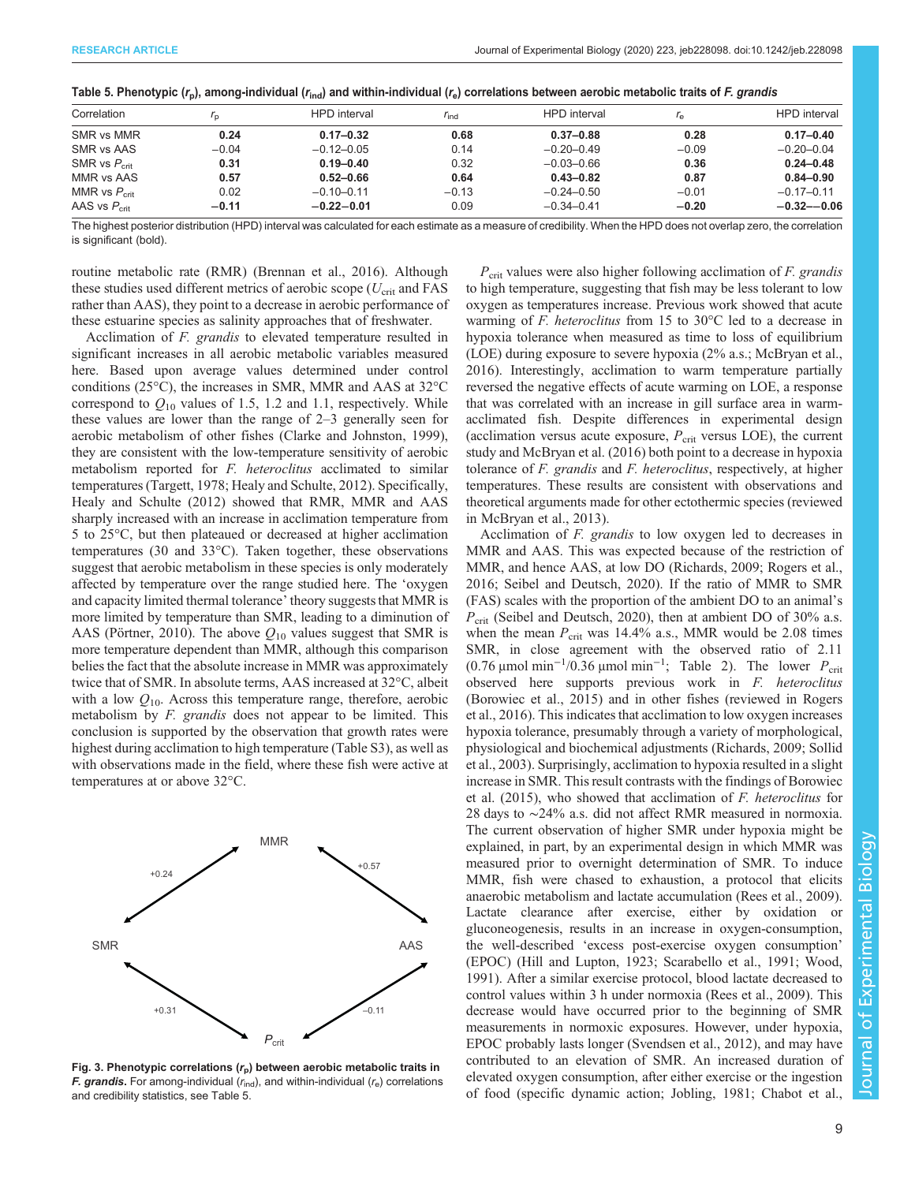Table 5. Phenotypic ($r_p$), among-individual ($r_{ind}$) and within-individual ($r_e$) correlations between aerobic metabolic traits of *F. grandis*

| Correlation | $r_p$ | HPD interval | $r_{ind}$ | HPD interval | $r_e$ | HPD interval |
|---|---|---|---|---|---|---|
| SMR vs MMR | **0.24** | **0.17–0.32** | **0.68** | **0.37–0.88** | **0.28** | **0.17–0.40** |
| SMR vs AAS | −0.04 | −0.12–0.05 | 0.14 | −0.20–0.49 | −0.09 | −0.20–0.04 |
| SMR vs $P_{crit}$ | **0.31** | **0.19–0.40** | 0.32 | −0.03–0.66 | **0.36** | **0.24–0.48** |
| MMR vs AAS | **0.57** | **0.52–0.66** | **0.64** | **0.43–0.82** | **0.87** | **0.84–0.90** |
| MMR vs $P_{crit}$ | 0.02 | −0.10–0.11 | −0.13 | −0.24–0.50 | −0.01 | −0.17–0.11 |
| AAS vs $P_{crit}$ | **−0.11** | **−0.22–0.01** | 0.09 | −0.34–0.41 | **−0.20** | **−0.32–−0.06** |

The highest posterior distribution (HPD) interval was calculated for each estimate as a measure of credibility. When the HPD does not overlap zero, the correlation is significant (bold).

routine metabolic rate (RMR) (Brennan et al., 2016). Although these studies used different metrics of aerobic scope ($U_{crit}$ and FAS rather than AAS), they point to a decrease in aerobic performance of these estuarine species as salinity approaches that of freshwater.

Acclimation of *F. grandis* to elevated temperature resulted in significant increases in all aerobic metabolic variables measured here. Based upon average values determined under control conditions (25°C), the increases in SMR, MMR and AAS at 32°C correspond to $Q_{10}$ values of 1.5, 1.2 and 1.1, respectively. While these values are lower than the range of 2–3 generally seen for aerobic metabolism of other fishes (Clarke and Johnston, 1999), they are consistent with the low-temperature sensitivity of aerobic metabolism reported for *F. heteroclitus* acclimated to similar temperatures (Targett, 1978; Healy and Schulte, 2012). Specifically, Healy and Schulte (2012) showed that RMR, MMR and AAS sharply increased with an increase in acclimation temperature from 5 to 25°C, but then plateaued or decreased at higher acclimation temperatures (30 and 33°C). Taken together, these observations suggest that aerobic metabolism in these species is only moderately affected by temperature over the range studied here. The 'oxygen and capacity limited thermal tolerance' theory suggests that MMR is more limited by temperature than SMR, leading to a diminution of AAS (Pörtner, 2010). The above $Q_{10}$ values suggest that SMR is more temperature dependent than MMR, although this comparison belies the fact that the absolute increase in MMR was approximately twice that of SMR. In absolute terms, AAS increased at 32°C, albeit with a low $Q_{10}$. Across this temperature range, therefore, aerobic metabolism by *F. grandis* does not appear to be limited. This conclusion is supported by the observation that growth rates were highest during acclimation to high temperature (Table S3), as well as with observations made in the field, where these fish were active at temperatures at or above 32°C.

**Fig. 3. Phenotypic correlations ($r_p$) between aerobic metabolic traits in *F. grandis*.** For among-individual ($r_{ind}$), and within-individual ($r_e$) correlations and credibility statistics, see Table 5.

$P_{crit}$ values were also higher following acclimation of *F. grandis* to high temperature, suggesting that fish may be less tolerant to low oxygen as temperatures increase. Previous work showed that acute warming of *F. heteroclitus* from 15 to 30°C led to a decrease in hypoxia tolerance when measured as time to loss of equilibrium (LOE) during exposure to severe hypoxia (2% a.s.; McBryan et al., 2016). Interestingly, acclimation to warm temperature partially reversed the negative effects of acute warming on LOE, a response that was correlated with an increase in gill surface area in warm-acclimated fish. Despite differences in experimental design (acclimation versus acute exposure, $P_{crit}$ versus LOE), the current study and McBryan et al. (2016) both point to a decrease in hypoxia tolerance of *F. grandis* and *F. heteroclitus*, respectively, at higher temperatures. These results are consistent with observations and theoretical arguments made for other ectothermic species (reviewed in McBryan et al., 2013).

Acclimation of *F. grandis* to low oxygen led to decreases in MMR and AAS. This was expected because of the restriction of MMR, and hence AAS, at low DO (Richards, 2009; Rogers et al., 2016; Seibel and Deutsch, 2020). If the ratio of MMR to SMR (FAS) scales with the proportion of the ambient DO to an animal's $P_{crit}$ (Seibel and Deutsch, 2020), then at ambient DO of 30% a.s. when the mean $P_{crit}$ was 14.4% a.s., MMR would be 2.08 times SMR, in close agreement with the observed ratio of 2.11 (0.76 μmol min$^{-1}$/0.36 μmol min$^{-1}$; Table 2). The lower $P_{crit}$ observed here supports previous work in *F. heteroclitus* (Borowiec et al., 2015) and in other fishes (reviewed in Rogers et al., 2016). This indicates that acclimation to low oxygen increases hypoxia tolerance, presumably through a variety of morphological, physiological and biochemical adjustments (Richards, 2009; Sollid et al., 2003). Surprisingly, acclimation to hypoxia resulted in a slight increase in SMR. This result contrasts with the findings of Borowiec et al. (2015), who showed that acclimation of *F. heteroclitus* for 28 days to ∼24% a.s. did not affect RMR measured in normoxia. The current observation of higher SMR under hypoxia might be explained, in part, by an experimental design in which MMR was measured prior to overnight determination of SMR. To induce MMR, fish were chased to exhaustion, a protocol that elicits anaerobic metabolism and lactate accumulation (Rees et al., 2009). Lactate clearance after exercise, either by oxidation or gluconeogenesis, results in an increase in oxygen-consumption, the well-described 'excess post-exercise oxygen consumption' (EPOC) (Hill and Lupton, 1923; Scarabello et al., 1991; Wood, 1991). After a similar exercise protocol, blood lactate decreased to control values within 3 h under normoxia (Rees et al., 2009). This decrease would have occurred prior to the beginning of SMR measurements in normoxic exposures. However, under hypoxia, EPOC probably lasts longer (Svendsen et al., 2012), and may have contributed to an elevation of SMR. An increased duration of elevated oxygen consumption, after either exercise or the ingestion of food (specific dynamic action; Jobling, 1981; Chabot et al.,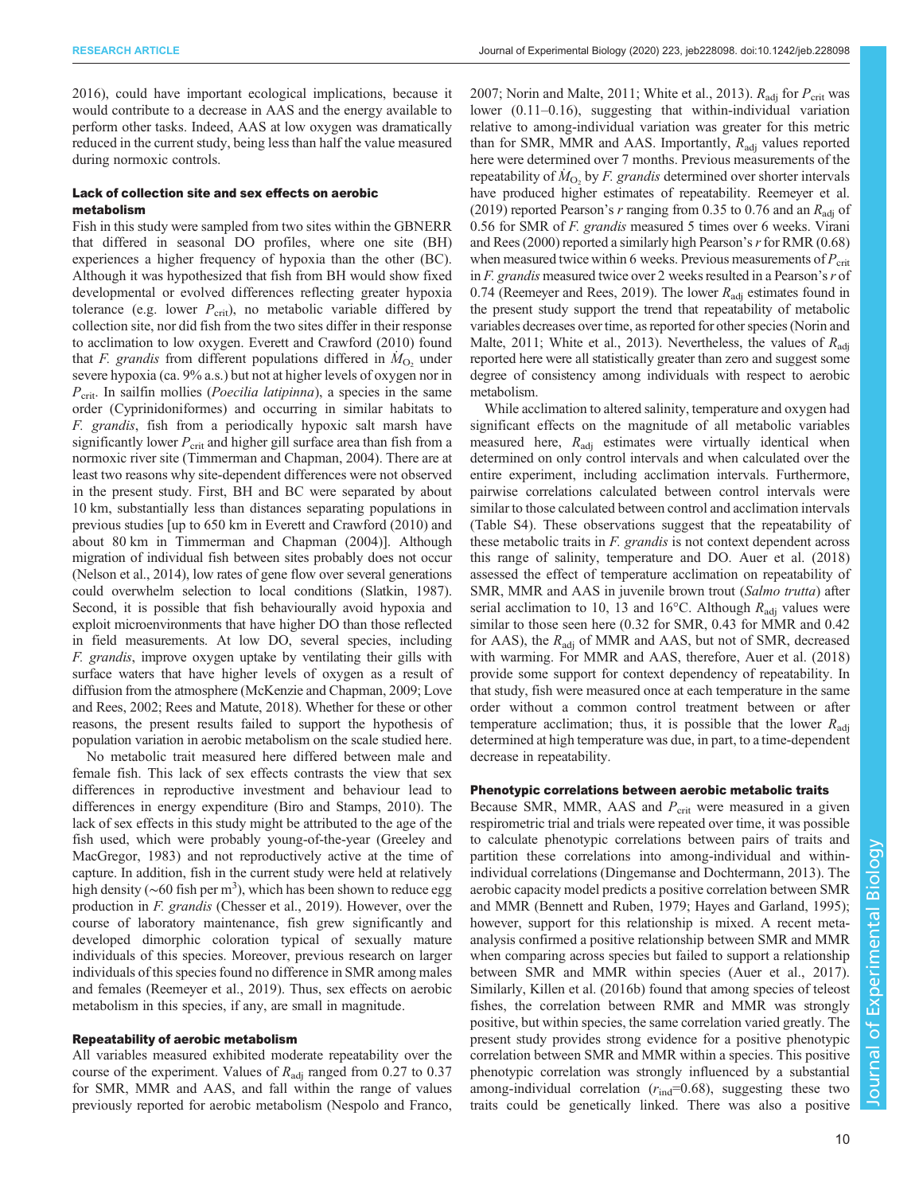2016), could have important ecological implications, because it would contribute to a decrease in AAS and the energy available to perform other tasks. Indeed, AAS at low oxygen was dramatically reduced in the current study, being less than half the value measured during normoxic controls.

### Lack of collection site and sex effects on aerobic metabolism

Fish in this study were sampled from two sites within the GBNERR that differed in seasonal DO profiles, where one site (BH) experiences a higher frequency of hypoxia than the other (BC). Although it was hypothesized that fish from BH would show fixed developmental or evolved differences reflecting greater hypoxia tolerance (e.g. lower $P_{crit}$), no metabolic variable differed by collection site, nor did fish from the two sites differ in their response to acclimation to low oxygen. Everett and Crawford (2010) found that *F. grandis* from different populations differed in $\dot{M}_{O_2}$ under severe hypoxia (ca. 9% a.s.) but not at higher levels of oxygen nor in $P_{crit}$. In sailfin mollies (*Poecilia latipinna*), a species in the same order (Cyprinidontiformes) and occurring in similar habitats to *F. grandis*, fish from a periodically hypoxic salt marsh have significantly lower $P_{crit}$ and higher gill surface area than fish from a normoxic river site (Timmerman and Chapman, 2004). There are at least two reasons why site-dependent differences were not observed in the present study. First, BH and BC were separated by about 10 km, substantially less than distances separating populations in previous studies [up to 650 km in Everett and Crawford (2010) and about 80 km in Timmerman and Chapman (2004)]. Although migration of individual fish between sites probably does not occur (Nelson et al., 2014), low rates of gene flow over several generations could overwhelm selection to local conditions (Slatkin, 1987). Second, it is possible that fish behaviourally avoid hypoxia and exploit microenvironments that have higher DO than those reflected in field measurements. At low DO, several species, including *F. grandis*, improve oxygen uptake by ventilating their gills with surface waters that have higher levels of oxygen as a result of diffusion from the atmosphere (McKenzie and Chapman, 2009; Love and Rees, 2002; Rees and Matute, 2018). Whether for these or other reasons, the present results failed to support the hypothesis of population variation in aerobic metabolism on the scale studied here.

No metabolic trait measured here differed between male and female fish. This lack of sex effects contrasts the view that sex differences in reproductive investment and behaviour lead to differences in energy expenditure (Biro and Stamps, 2010). The lack of sex effects in this study might be attributed to the age of the fish used, which were probably young-of-the-year (Greeley and MacGregor, 1983) and not reproductively active at the time of capture. In addition, fish in the current study were held at relatively high density (~60 fish per m$^3$), which has been shown to reduce egg production in *F. grandis* (Chesser et al., 2019). However, over the course of laboratory maintenance, fish grew significantly and developed dimorphic coloration typical of sexually mature individuals of this species. Moreover, previous research on larger individuals of this species found no difference in SMR among males and females (Reemeyer et al., 2019). Thus, sex effects on aerobic metabolism in this species, if any, are small in magnitude.

### Repeatability of aerobic metabolism

All variables measured exhibited moderate repeatability over the course of the experiment. Values of $R_{adj}$ ranged from 0.27 to 0.37 for SMR, MMR and AAS, and fall within the range of values previously reported for aerobic metabolism (Nespolo and Franco, 2007; Norin and Malte, 2011; White et al., 2013). $R_{adj}$ for $P_{crit}$ was lower (0.11–0.16), suggesting that within-individual variation relative to among-individual variation was greater for this metric than for SMR, MMR and AAS. Importantly, $R_{adj}$ values reported here were determined over 7 months. Previous measurements of the repeatability of $\dot{M}_{O_2}$ by *F. grandis* determined over shorter intervals have produced higher estimates of repeatability. Reemeyer et al. (2019) reported Pearson's *r* ranging from 0.35 to 0.76 and an $R_{adj}$ of 0.56 for SMR of *F. grandis* measured 5 times over 6 weeks. Virani and Rees (2000) reported a similarly high Pearson's *r* for RMR (0.68) when measured twice within 6 weeks. Previous measurements of $P_{crit}$ in *F. grandis* measured twice over 2 weeks resulted in a Pearson's *r* of 0.74 (Reemeyer and Rees, 2019). The lower $R_{adj}$ estimates found in the present study support the trend that repeatability of metabolic variables decreases over time, as reported for other species (Norin and Malte, 2011; White et al., 2013). Nevertheless, the values of $R_{adj}$ reported here were all statistically greater than zero and suggest some degree of consistency among individuals with respect to aerobic metabolism.

While acclimation to altered salinity, temperature and oxygen had significant effects on the magnitude of all metabolic variables measured here, $R_{adj}$ estimates were virtually identical when determined on only control intervals and when calculated over the entire experiment, including acclimation intervals. Furthermore, pairwise correlations calculated between control intervals were similar to those calculated between control and acclimation intervals (Table S4). These observations suggest that the repeatability of these metabolic traits in *F. grandis* is not context dependent across this range of salinity, temperature and DO. Auer et al. (2018) assessed the effect of temperature acclimation on repeatability of SMR, MMR and AAS in juvenile brown trout (*Salmo trutta*) after serial acclimation to 10, 13 and 16°C. Although $R_{adj}$ values were similar to those seen here (0.32 for SMR, 0.43 for MMR and 0.42 for AAS), the $R_{adj}$ of MMR and AAS, but not of SMR, decreased with warming. For MMR and AAS, therefore, Auer et al. (2018) provide some support for context dependency of repeatability. In that study, fish were measured once at each temperature in the same order without a common control treatment between or after temperature acclimation; thus, it is possible that the lower $R_{adj}$ determined at high temperature was due, in part, to a time-dependent decrease in repeatability.

### Phenotypic correlations between aerobic metabolic traits

Because SMR, MMR, AAS and $P_{crit}$ were measured in a given respirometric trial and trials were repeated over time, it was possible to calculate phenotypic correlations between pairs of traits and partition these correlations into among-individual and within-individual correlations (Dingemanse and Dochtermann, 2013). The aerobic capacity model predicts a positive correlation between SMR and MMR (Bennett and Ruben, 1979; Hayes and Garland, 1995); however, support for this relationship is mixed. A recent meta-analysis confirmed a positive relationship between SMR and MMR when comparing across species but failed to support a relationship between SMR and MMR within species (Auer et al., 2017). Similarly, Killen et al. (2016b) found that among species of teleost fishes, the correlation between RMR and MMR was strongly positive, but within species, the same correlation varied greatly. The present study provides strong evidence for a positive phenotypic correlation between SMR and MMR within a species. This positive phenotypic correlation was strongly influenced by a substantial among-individual correlation ($r_{ind}$=0.68), suggesting these two traits could be genetically linked. There was also a positive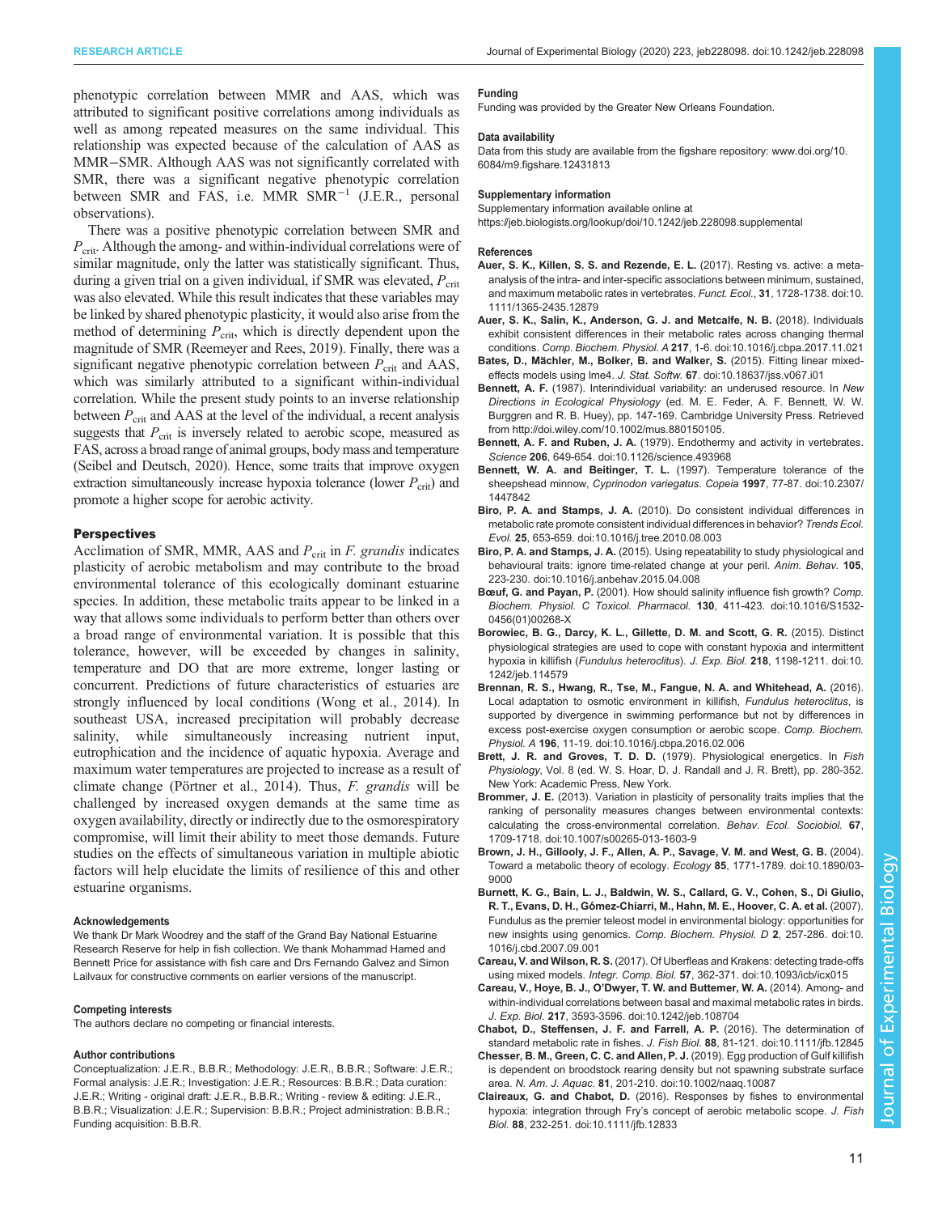phenotypic correlation between MMR and AAS, which was attributed to significant positive correlations among individuals as well as among repeated measures on the same individual. This relationship was expected because of the calculation of AAS as MMR−SMR. Although AAS was not significantly correlated with SMR, there was a significant negative phenotypic correlation between SMR and FAS, i.e. MMR $SMR^{-1}$ (J.E.R., personal observations).

There was a positive phenotypic correlation between SMR and $P_{crit}$. Although the among- and within-individual correlations were of similar magnitude, only the latter was statistically significant. Thus, during a given trial on a given individual, if SMR was elevated, $P_{crit}$ was also elevated. While this result indicates that these variables may be linked by shared phenotypic plasticity, it would also arise from the method of determining $P_{crit}$, which is directly dependent upon the magnitude of SMR (Reemeyer and Rees, 2019). Finally, there was a significant negative phenotypic correlation between $P_{crit}$ and AAS, which was similarly attributed to a significant within-individual correlation. While the present study points to an inverse relationship between $P_{crit}$ and AAS at the level of the individual, a recent analysis suggests that $P_{crit}$ is inversely related to aerobic scope, measured as FAS, across a broad range of animal groups, body mass and temperature (Seibel and Deutsch, 2020). Hence, some traits that improve oxygen extraction simultaneously increase hypoxia tolerance (lower $P_{crit}$) and promote a higher scope for aerobic activity.

## Perspectives

Acclimation of SMR, MMR, AAS and $P_{crit}$ in *F. grandis* indicates plasticity of aerobic metabolism and may contribute to the broad environmental tolerance of this ecologically dominant estuarine species. In addition, these metabolic traits appear to be linked in a way that allows some individuals to perform better than others over a broad range of environmental variation. It is possible that this tolerance, however, will be exceeded by changes in salinity, temperature and DO that are more extreme, longer lasting or concurrent. Predictions of future characteristics of estuaries are strongly influenced by local conditions (Wong et al., 2014). In southeast USA, increased precipitation will probably decrease salinity, while simultaneously increasing nutrient input, eutrophication and the incidence of aquatic hypoxia. Average and maximum water temperatures are projected to increase as a result of climate change (Pörtner et al., 2014). Thus, *F. grandis* will be challenged by increased oxygen demands at the same time as oxygen availability, directly or indirectly due to the osmorespiratory compromise, will limit their ability to meet those demands. Future studies on the effects of simultaneous variation in multiple abiotic factors will help elucidate the limits of resilience of this and other estuarine organisms.

#### Acknowledgements

We thank Dr Mark Woodrey and the staff of the Grand Bay National Estuarine Research Reserve for help in fish collection. We thank Mohammad Hamed and Bennett Price for assistance with fish care and Drs Fernando Galvez and Simon Lailvaux for constructive comments on earlier versions of the manuscript.

#### Competing interests

The authors declare no competing or financial interests.

#### Author contributions

Conceptualization: J.E.R., B.B.R.; Methodology: J.E.R., B.B.R.; Software: J.E.R.; Formal analysis: J.E.R.; Investigation: J.E.R.; Resources: B.B.R.; Data curation: J.E.R.; Writing - original draft: J.E.R., B.B.R.; Writing - review & editing: J.E.R., B.B.R.; Visualization: J.E.R.; Supervision: B.B.R.; Project administration: B.B.R.; Funding acquisition: B.B.R.

#### Funding

Funding was provided by the Greater New Orleans Foundation.

#### Data availability

Data from this study are available from the figshare repository: www.doi.org/10.6084/m9.figshare.12431813

#### Supplementary information

Supplementary information available online at https://jeb.biologists.org/lookup/doi/10.1242/jeb.228098.supplemental

#### References

**Auer, S. K., Killen, S. S. and Rezende, E. L.** (2017). Resting vs. active: a meta-analysis of the intra- and inter-specific associations between minimum, sustained, and maximum metabolic rates in vertebrates. *Funct. Ecol.*, **31**, 1728-1738. doi:10.1111/1365-2435.12879

**Auer, S. K., Salin, K., Anderson, G. J. and Metcalfe, N. B.** (2018). Individuals exhibit consistent differences in their metabolic rates across changing thermal conditions. *Comp. Biochem. Physiol. A* **217**, 1-6. doi:10.1016/j.cbpa.2017.11.021

**Bates, D., Mächler, M., Bolker, B. and Walker, S.** (2015). Fitting linear mixed-effects models using lme4. *J. Stat. Softw.* **67**. doi:10.18637/jss.v067.i01

**Bennett, A. F.** (1987). Interindividual variability: an underused resource. In *New Directions in Ecological Physiology* (ed. M. E. Feder, A. F. Bennett, W. W. Burggren and R. B. Huey), pp. 147-169. Cambridge University Press. Retrieved from http://doi.wiley.com/10.1002/mus.880150105.

**Bennett, A. F. and Ruben, J. A.** (1979). Endothermy and activity in vertebrates. *Science* **206**, 649-654. doi:10.1126/science.493968

**Bennett, W. A. and Beitinger, T. L.** (1997). Temperature tolerance of the sheepshead minnow, *Cyprinodon variegatus*. *Copeia* **1997**, 77-87. doi:10.2307/1447842

**Biro, P. A. and Stamps, J. A.** (2010). Do consistent individual differences in metabolic rate promote consistent individual differences in behavior? *Trends Ecol. Evol.* **25**, 653-659. doi:10.1016/j.tree.2010.08.003

**Biro, P. A. and Stamps, J. A.** (2015). Using repeatability to study physiological and behavioural traits: ignore time-related change at your peril. *Anim. Behav.* **105**, 223-230. doi:10.1016/j.anbehav.2015.04.008

**Bœuf, G. and Payan, P.** (2001). How should salinity influence fish growth? *Comp. Biochem. Physiol. C Toxicol. Pharmacol.* **130**, 411-423. doi:10.1016/S1532-0456(01)00268-X

**Borowiec, B. G., Darcy, K. L., Gillette, D. M. and Scott, G. R.** (2015). Distinct physiological strategies are used to cope with constant hypoxia and intermittent hypoxia in killifish (*Fundulus heteroclitus*). *J. Exp. Biol.* **218**, 1198-1211. doi:10.1242/jeb.114579

**Brennan, R. S., Hwang, R., Tse, M., Fangue, N. A. and Whitehead, A.** (2016). Local adaptation to osmotic environment in killifish, *Fundulus heteroclitus*, is supported by divergence in swimming performance but not by differences in excess post-exercise oxygen consumption or aerobic scope. *Comp. Biochem. Physiol. A* **196**, 11-19. doi:10.1016/j.cbpa.2016.02.006

**Brett, J. R. and Groves, T. D. D.** (1979). Physiological energetics. In *Fish Physiology*, Vol. 8 (ed. W. S. Hoar, D. J. Randall and J. R. Brett), pp. 280-352. New York: Academic Press, New York.

**Brommer, J. E.** (2013). Variation in plasticity of personality traits implies that the ranking of personality measures changes between environmental contexts: calculating the cross-environmental correlation. *Behav. Ecol. Sociobiol.* **67**, 1709-1718. doi:10.1007/s00265-013-1603-9

**Brown, J. H., Gillooly, J. F., Allen, A. P., Savage, V. M. and West, G. B.** (2004). Toward a metabolic theory of ecology. *Ecology* **85**, 1771-1789. doi:10.1890/03-9000

**Burnett, K. G., Bain, L. J., Baldwin, W. S., Callard, G. V., Cohen, S., Di Giulio, R. T., Evans, D. H., Gómez-Chiarri, M., Hahn, M. E., Hoover, C. A. et al.** (2007). Fundulus as the premier teleost model in environmental biology: opportunities for new insights using genomics. *Comp. Biochem. Physiol. D* **2**, 257-286. doi:10.1016/j.cbd.2007.09.001

**Careau, V. and Wilson, R. S.** (2017). Of Uberfleas and Krakens: detecting trade-offs using mixed models. *Integr. Comp. Biol.* **57**, 362-371. doi:10.1093/icb/icx015

**Careau, V., Hoye, B. J., O'Dwyer, T. W. and Buttemer, W. A.** (2014). Among- and within-individual correlations between basal and maximal metabolic rates in birds. *J. Exp. Biol.* **217**, 3593-3596. doi:10.1242/jeb.108704

**Chabot, D., Steffensen, J. F. and Farrell, A. P.** (2016). The determination of standard metabolic rate in fishes. *J. Fish Biol.* **88**, 81-121. doi:10.1111/jfb.12845

**Chesser, B. M., Green, C. C. and Allen, P. J.** (2019). Egg production of Gulf killifish is dependent on broodstock rearing density but not spawning substrate surface area. *N. Am. J. Aquac.* **81**, 201-210. doi:10.1002/naaq.10087

**Claireaux, G. and Chabot, D.** (2016). Responses by fishes to environmental hypoxia: integration through Fry's concept of aerobic metabolic scope. *J. Fish Biol.* **88**, 232-251. doi:10.1111/jfb.12833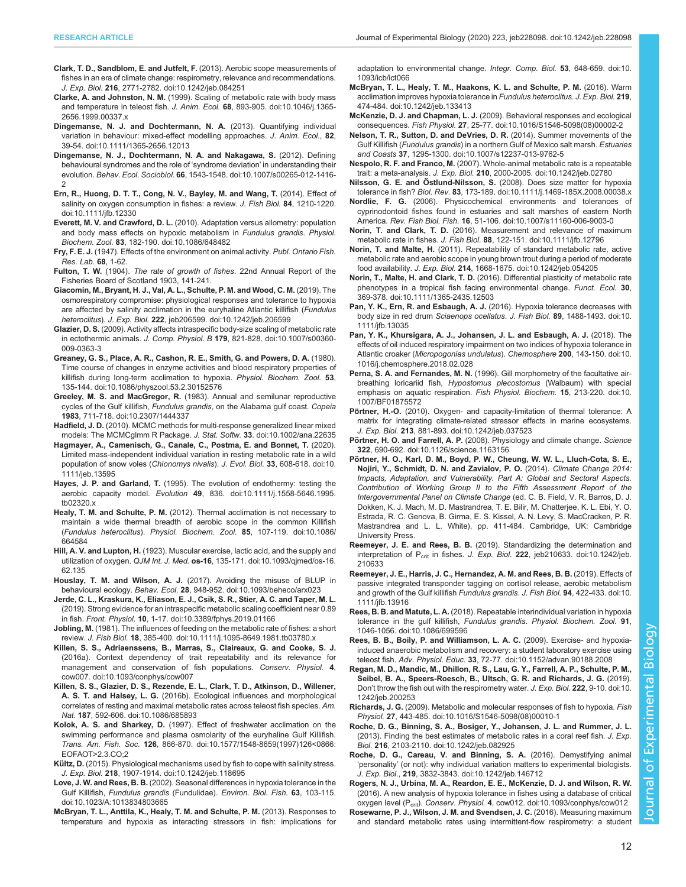**Clark, T. D., Sandblom, E. and Jutfelt, F.** (2013). Aerobic scope measurements of fishes in an era of climate change: respirometry, relevance and recommendations. *J. Exp. Biol.* **216**, 2771-2782. doi:10.1242/jeb.084251

**Clarke, A. and Johnston, N. M.** (1999). Scaling of metabolic rate with body mass and temperature in teleost fish. *J. Anim. Ecol.* **68**, 893-905. doi:10.1046/j.1365-2656.1999.00337.x

**Dingemanse, N. J. and Dochtermann, N. A.** (2013). Quantifying individual variation in behaviour: mixed-effect modelling approaches. *J. Anim. Ecol.*, **82**, 39-54. doi:10.1111/1365-2656.12013

**Dingemanse, N. J., Dochtermann, N. A. and Nakagawa, S.** (2012). Defining behavioural syndromes and the role of 'syndrome deviation' in understanding their evolution. *Behav. Ecol. Sociobiol.* **66**, 1543-1548. doi:10.1007/s00265-012-1416-2

**Ern, R., Huong, D. T. T., Cong, N. V., Bayley, M. and Wang, T.** (2014). Effect of salinity on oxygen consumption in fishes: a review. *J. Fish Biol.* **84**, 1210-1220. doi:10.1111/jfb.12330

**Everett, M. V. and Crawford, D. L.** (2010). Adaptation versus allometry: population and body mass effects on hypoxic metabolism in *Fundulus grandis*. *Physiol. Biochem. Zool.* **83**, 182-190. doi:10.1086/648482

**Fry, F. E. J.** (1947). Effects of the environment on animal activity. *Publ. Ontario Fish. Res. Lab.* **68**, 1-62.

**Fulton, T. W.** (1904). *The rate of growth of fishes*. 22nd Annual Report of the Fisheries Board of Scotland 1903, 141-241.

**Giacomin, M., Bryant, H. J., Val, A. L., Schulte, P. M. and Wood, C. M.** (2019). The osmorespiratory compromise: physiological responses and tolerance to hypoxia are affected by salinity acclimation in the euryhaline Atlantic killifish (*Fundulus heteroclitus*). *J. Exp. Biol.* **222**, jeb206599. doi:10.1242/jeb.206599

**Glazier, D. S.** (2009). Activity affects intraspecific body-size scaling of metabolic rate in ectothermic animals. *J. Comp. Physiol. B* **179**, 821-828. doi:10.1007/s00360-009-0363-3

**Greaney, G. S., Place, A. R., Cashon, R. E., Smith, G. and Powers, D. A.** (1980). Time course of changes in enzyme activities and blood respiratory properties of killifish during long-term acclimation to hypoxia. *Physiol. Biochem. Zool.* **53**, 135-144. doi:10.1086/physzool.53.2.30152576

**Greeley, M. S. and MacGregor, R.** (1983). Annual and semilunar reproductive cycles of the Gulf killifish, *Fundulus grandis*, on the Alabama gulf coast. *Copeia* **1983**, 711-718. doi:10.2307/1444337

**Hadfield, J. D.** (2010). MCMC methods for multi-response generalized linear mixed models: The MCMCglmm R Package. *J. Stat. Softw.* **33**. doi:10.1002/ana.22635

**Hagmayer, A., Camenisch, G., Canale, C., Postma, E. and Bonnet, T.** (2020). Limited mass-independent individual variation in resting metabolic rate in a wild population of snow voles (*Chionomys nivalis*). *J. Evol. Biol.* **33**, 608-618. doi:10.1111/jeb.13595

**Hayes, J. P. and Garland, T.** (1995). The evolution of endothermy: testing the aerobic capacity model. *Evolution* **49**, 836. doi:10.1111/j.1558-5646.1995.tb02320.x

**Healy, T. M. and Schulte, P. M.** (2012). Thermal acclimation is not necessary to maintain a wide thermal breadth of aerobic scope in the common Killifish (*Fundulus heteroclitus*). *Physiol. Biochem. Zool.* **85**, 107-119. doi:10.1086/664584

**Hill, A. V. and Lupton, H.** (1923). Muscular exercise, lactic acid, and the supply and utilization of oxygen. *QJM Int. J. Med.* **os-16**, 135-171. doi:10.1093/qjmed/os-16.62.135

**Houslay, T. M. and Wilson, A. J.** (2017). Avoiding the misuse of BLUP in behavioural ecology. *Behav. Ecol.* **28**, 948-952. doi:10.1093/beheco/arx023

**Jerde, C. L., Kraskura, K., Eliason, E. J., Csik, S. R., Stier, A. C. and Taper, M. L.** (2019). Strong evidence for an intraspecific metabolic scaling coefficient near 0.89 in fish. *Front. Physiol.* **10**, 1-17. doi:10.3389/fphys.2019.01166

**Jobling, M.** (1981). The influences of feeding on the metabolic rate of fishes: a short review. *J. Fish Biol.* **18**, 385-400. doi:10.1111/j.1095-8649.1981.tb03780.x

**Killen, S. S., Adriaenssens, B., Marras, S., Claireaux, G. and Cooke, S. J.** (2016a). Context dependency of trait repeatability and its relevance for management and conservation of fish populations. *Conserv. Physiol.* **4**, cow007. doi:10.1093/conphys/cow007

**Killen, S. S., Glazier, D. S., Rezende, E. L., Clark, T. D., Atkinson, D., Willener, A. S. T. and Halsey, L. G.** (2016b). Ecological influences and morphological correlates of resting and maximal metabolic rates across teleost fish species. *Am. Nat.* **187**, 592-606. doi:10.1086/685893

**Kolok, A. S. and Sharkey, D.** (1997). Effect of freshwater acclimation on the swimming performance and plasma osmolarity of the euryhaline Gulf killifish. *Trans. Am. Fish. Soc.* **126**, 866-870. doi:10.1577/1548-8659(1997)126<0866:EOFAOT>2.3.CO;2

**Kültz, D.** (2015). Physiological mechanisms used by fish to cope with salinity stress. *J. Exp. Biol.* **218**, 1907-1914. doi:10.1242/jeb.118695

**Love, J. W. and Rees, B. B.** (2002). Seasonal differences in hypoxia tolerance in the Gulf Killifish, *Fundulus grandis* (Fundulidae). *Environ. Biol. Fish.* **63**, 103-115. doi:10.1023/A:1013834803665

**McBryan, T. L., Anttila, K., Healy, T. M. and Schulte, P. M.** (2013). Responses to temperature and hypoxia as interacting stressors in fish: implications for adaptation to environmental change. *Integr. Comp. Biol.* **53**, 648-659. doi:10.1093/icb/ict066

**McBryan, T. L., Healy, T. M., Haakons, K. L. and Schulte, P. M.** (2016). Warm acclimation improves hypoxia tolerance in *Fundulus heteroclitus*. *J. Exp. Biol.* **219**, 474-484. doi:10.1242/jeb.133413

**McKenzie, D. J. and Chapman, L. J.** (2009). Behavioral responses and ecological consequences. *Fish Physiol.* **27**, 25-77. doi:10.1016/S1546-5098(08)00002-2

**Nelson, T. R., Sutton, D. and DeVries, D. R.** (2014). Summer movements of the Gulf Killifish (*Fundulus grandis*) in a northern Gulf of Mexico salt marsh. *Estuaries and Coasts* **37**, 1295-1300. doi:10.1007/s12237-013-9762-5

**Nespolo, R. F. and Franco, M.** (2007). Whole-animal metabolic rate is a repeatable trait: a meta-analysis. *J. Exp. Biol.* **210**, 2000-2005. doi:10.1242/jeb.02780

**Nilsson, G. E. and Östlund-Nilsson, S.** (2008). Does size matter for hypoxia tolerance in fish? *Biol. Rev.* **83**, 173-189. doi:10.1111/j.1469-185X.2008.00038.x

**Nordlie, F. G.** (2006). Physicochemical environments and tolerances of cyprinodontoid fishes found in estuaries and salt marshes of eastern North America. *Rev. Fish Biol. Fish.* **16**, 51-106. doi:10.1007/s11160-006-9003-0

**Norin, T. and Clark, T. D.** (2016). Measurement and relevance of maximum metabolic rate in fishes. *J. Fish Biol.* **88**, 122-151. doi:10.1111/jfb.12796

**Norin, T. and Malte, H.** (2011). Repeatability of standard metabolic rate, active metabolic rate and aerobic scope in young brown trout during a period of moderate food availability. *J. Exp. Biol.* **214**, 1668-1675. doi:10.1242/jeb.054205

**Norin, T., Malte, H. and Clark, T. D.** (2016). Differential plasticity of metabolic rate phenotypes in a tropical fish facing environmental change. *Funct. Ecol.* **30**, 369-378. doi:10.1111/1365-2435.12503

**Pan, Y. K., Ern, R. and Esbaugh, A. J.** (2016). Hypoxia tolerance decreases with body size in red drum *Sciaenops ocellatus*. *J. Fish Biol.* **89**, 1488-1493. doi:10.1111/jfb.13035

**Pan, Y. K., Khursigara, A. J., Johansen, J. L. and Esbaugh, A. J.** (2018). The effects of oil induced respiratory impairment on two indices of hypoxia tolerance in Atlantic croaker (*Micropogonias undulatus*). *Chemosphere* **200**, 143-150. doi:10.1016/j.chemosphere.2018.02.028

**Perna, S. A. and Fernandes, M. N.** (1996). Gill morphometry of the facultative air-breathing loricariid fish, *Hypostomus plecostomus* (Walbaum) with special emphasis on aquatic respiration. *Fish Physiol. Biochem.* **15**, 213-220. doi:10.1007/BF01875572

**Pörtner, H.-O.** (2010). Oxygen- and capacity-limitation of thermal tolerance: A matrix for integrating climate-related stressor effects in marine ecosystems. *J. Exp. Biol.* **213**, 881-893. doi:10.1242/jeb.037523

**Pörtner, H. O. and Farrell, A. P.** (2008). Physiology and climate change. *Science* **322**, 690-692. doi:10.1126/science.1163156

**Pörtner, H. O., Karl, D. M., Boyd, P. W., Cheung, W. W. L., Lluch-Cota, S. E., Nojiri, Y., Schmidt, D. N. and Zavialov, P. O.** (2014). *Climate Change 2014: Impacts, Adaptation, and Vulnerability. Part A: Global and Sectoral Aspects. Contribution of Working Group II to the Fifth Assessment Report of the Intergovernmental Panel on Climate Change* (ed. C. B. Field, V. R. Barros, D. J. Dokken, K. J. Mach, M. D. Mastrandrea, T. E. Bilir, M. Chatterjee, K. L. Ebi, Y. O. Estrada, R. C. Genova, B. Girma, E. S. Kissel, A. N. Levy, S. MacCracken, P. R. Mastrandrea and L. L. White), pp. 411-484. Cambridge, UK: Cambridge University Press.

**Reemeyer, J. E. and Rees, B. B.** (2019). Standardizing the determination and interpretation of $P_{crit}$ in fishes. *J. Exp. Biol.* **222**, jeb210633. doi:10.1242/jeb.210633

**Reemeyer, J. E., Harris, J. C., Hernandez, A. M. and Rees, B. B.** (2019). Effects of passive integrated transponder tagging on cortisol release, aerobic metabolism and growth of the Gulf killifish *Fundulus grandis*. *J. Fish Biol.* **94**, 422-433. doi:10.1111/jfb.13916

**Rees, B. B. and Matute, L. A.** (2018). Repeatable interindividual variation in hypoxia tolerance in the gulf killifish, *Fundulus grandis*. *Physiol. Biochem. Zool.* **91**, 1046-1056. doi:10.1086/699596

**Rees, B. B., Boily, P. and Williamson, L. A. C.** (2009). Exercise- and hypoxia-induced anaerobic metabolism and recovery: a student laboratory exercise using teleost fish. *Adv. Physiol. Educ.* **33**, 72-77. doi:10.1152/advan.90188.2008

**Regan, M. D., Mandic, M., Dhillon, R. S., Lau, G. Y., Farrell, A. P., Schulte, P. M., Seibel, B. A., Speers-Roesch, B., Ultsch, G. R. and Richards, J. G.** (2019). Don't throw the fish out with the respirometry water. *J. Exp. Biol.* **222**, 9-10. doi:10.1242/jeb.200253

**Richards, J. G.** (2009). Metabolic and molecular responses of fish to hypoxia. *Fish Physiol.* **27**, 443-485. doi:10.1016/S1546-5098(08)00010-1

**Roche, D. G., Binning, S. A., Bosiger, Y., Johansen, J. L. and Rummer, J. L.** (2013). Finding the best estimates of metabolic rates in a coral reef fish. *J. Exp. Biol.* **216**, 2103-2110. doi:10.1242/jeb.082925

**Roche, D. G., Careau, V. and Binning, S. A.** (2016). Demystifying animal 'personality' (or not): why individual variation matters to experimental biologists. *J. Exp. Biol.*, **219**, 3832-3843. doi:10.1242/jeb.146712

**Rogers, N. J., Urbina, M. A., Reardon, E. E., McKenzie, D. J. and Wilson, R. W.** (2016). A new analysis of hypoxia tolerance in fishes using a database of critical oxygen level ($P_{crit}$). *Conserv. Physiol.* **4**, cow012. doi:10.1093/conphys/cow012

**Rosewarne, P. J., Wilson, J. M. and Svendsen, J. C.** (2016). Measuring maximum and standard metabolic rates using intermittent-flow respirometry: a student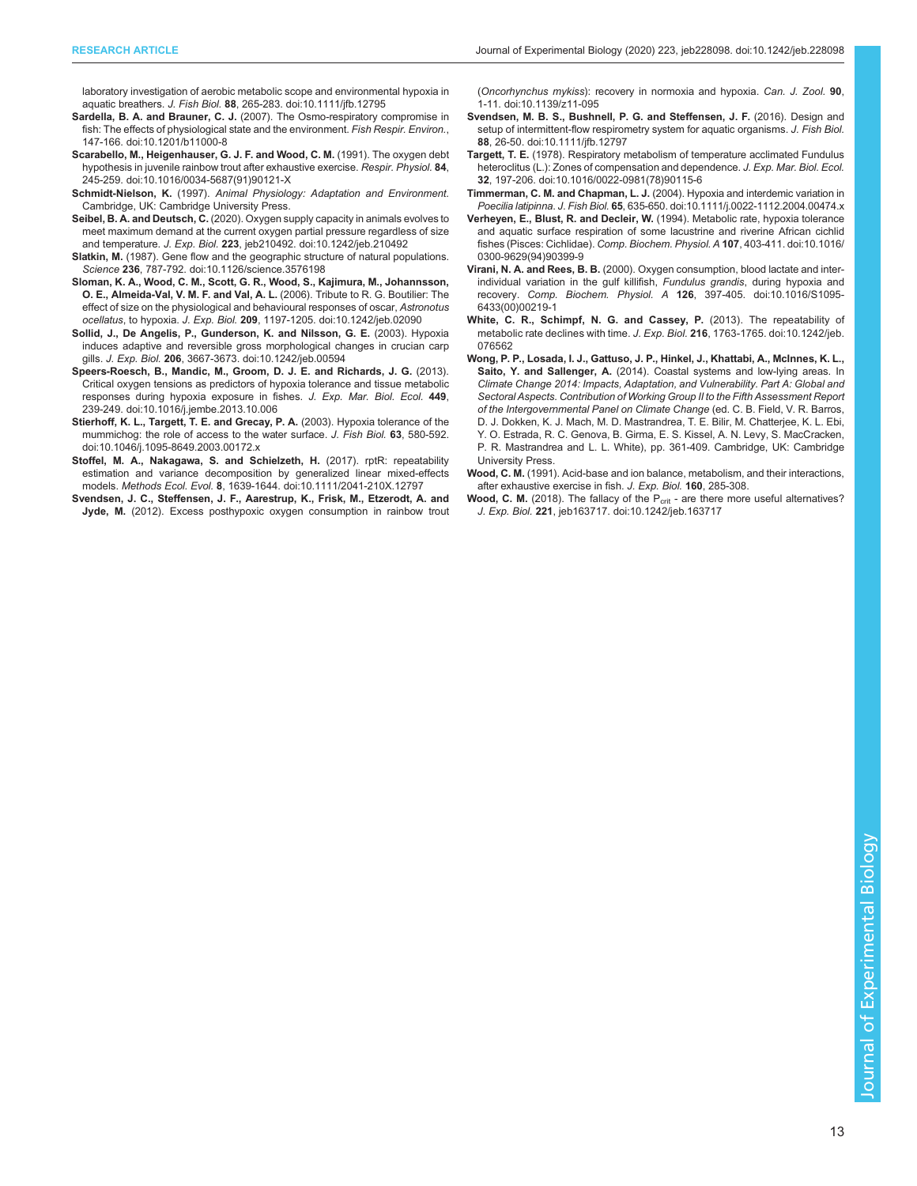laboratory investigation of aerobic metabolic scope and environmental hypoxia in aquatic breathers. *J. Fish Biol.* **88**, 265-283. doi:10.1111/jfb.12795

**Sardella, B. A. and Brauner, C. J.** (2007). The Osmo-respiratory compromise in fish: The effects of physiological state and the environment. *Fish Respir. Environ.*, 147-166. doi:10.1201/b11000-8

**Scarabello, M., Heigenhauser, G. J. F. and Wood, C. M.** (1991). The oxygen debt hypothesis in juvenile rainbow trout after exhaustive exercise. *Respir. Physiol.* **84**, 245-259. doi:10.1016/0034-5687(91)90121-X

**Schmidt-Nielson, K.** (1997). *Animal Physiology: Adaptation and Environment.* Cambridge, UK: Cambridge University Press.

**Seibel, B. A. and Deutsch, C.** (2020). Oxygen supply capacity in animals evolves to meet maximum demand at the current oxygen partial pressure regardless of size and temperature. *J. Exp. Biol.* **223**, jeb210492. doi:10.1242/jeb.210492

**Slatkin, M.** (1987). Gene flow and the geographic structure of natural populations. *Science* **236**, 787-792. doi:10.1126/science.3576198

**Sloman, K. A., Wood, C. M., Scott, G. R., Wood, S., Kajimura, M., Johannsson, O. E., Almeida-Val, V. M. F. and Val, A. L.** (2006). Tribute to R. G. Boutilier: The effect of size on the physiological and behavioural responses of oscar, *Astronotus ocellatus*, to hypoxia. *J. Exp. Biol.* **209**, 1197-1205. doi:10.1242/jeb.02090

**Sollid, J., De Angelis, P., Gunderson, K. and Nilsson, G. E.** (2003). Hypoxia induces adaptive and reversible gross morphological changes in crucian carp gills. *J. Exp. Biol.* **206**, 3667-3673. doi:10.1242/jeb.00594

**Speers-Roesch, B., Mandic, M., Groom, D. J. E. and Richards, J. G.** (2013). Critical oxygen tensions as predictors of hypoxia tolerance and tissue metabolic responses during hypoxia exposure in fishes. *J. Exp. Mar. Biol. Ecol.* **449**, 239-249. doi:10.1016/j.jembe.2013.10.006

**Stierhoff, K. L., Targett, T. E. and Grecay, P. A.** (2003). Hypoxia tolerance of the mummichog: the role of access to the water surface. *J. Fish Biol.* **63**, 580-592. doi:10.1046/j.1095-8649.2003.00172.x

**Stoffel, M. A., Nakagawa, S. and Schielzeth, H.** (2017). rptR: repeatability estimation and variance decomposition by generalized linear mixed-effects models. *Methods Ecol. Evol.* **8**, 1639-1644. doi:10.1111/2041-210X.12797

**Svendsen, J. C., Steffensen, J. F., Aarestrup, K., Frisk, M., Etzerodt, A. and Jyde, M.** (2012). Excess posthypoxic oxygen consumption in rainbow trout (*Oncorhynchus mykiss*): recovery in normoxia and hypoxia. *Can. J. Zool.* **90**, 1-11. doi:10.1139/z11-095

**Svendsen, M. B. S., Bushnell, P. G. and Steffensen, J. F.** (2016). Design and setup of intermittent-flow respirometry system for aquatic organisms. *J. Fish Biol.* **88**, 26-50. doi:10.1111/jfb.12797

**Targett, T. E.** (1978). Respiratory metabolism of temperature acclimated Fundulus heteroclitus (L.): Zones of compensation and dependence. *J. Exp. Mar. Biol. Ecol.* **32**, 197-206. doi:10.1016/0022-0981(78)90115-6

**Timmerman, C. M. and Chapman, L. J.** (2004). Hypoxia and interdemic variation in *Poecilia latipinna*. *J. Fish Biol.* **65**, 635-650. doi:10.1111/j.0022-1112.2004.00474.x

**Verheyen, E., Blust, R. and Decleir, W.** (1994). Metabolic rate, hypoxia tolerance and aquatic surface respiration of some lacustrine and riverine African cichlid fishes (Pisces: Cichlidae). *Comp. Biochem. Physiol. A* **107**, 403-411. doi:10.1016/0300-9629(94)90399-9

**Virani, N. A. and Rees, B. B.** (2000). Oxygen consumption, blood lactate and inter-individual variation in the gulf killifish, *Fundulus grandis*, during hypoxia and recovery. *Comp. Biochem. Physiol. A* **126**, 397-405. doi:10.1016/S1095-6433(00)00219-1

**White, C. R., Schimpf, N. G. and Cassey, P.** (2013). The repeatability of metabolic rate declines with time. *J. Exp. Biol.* **216**, 1763-1765. doi:10.1242/jeb.076562

**Wong, P. P., Losada, I. J., Gattuso, J. P., Hinkel, J., Khattabi, A., McInnes, K. L., Saito, Y. and Sallenger, A.** (2014). Coastal systems and low-lying areas. In *Climate Change 2014: Impacts, Adaptation, and Vulnerability. Part A: Global and Sectoral Aspects. Contribution of Working Group II to the Fifth Assessment Report of the Intergovernmental Panel on Climate Change* (ed. C. B. Field, V. R. Barros, D. J. Dokken, K. J. Mach, M. D. Mastrandrea, T. E. Bilir, M. Chatterjee, K. L. Ebi, Y. O. Estrada, R. C. Genova, B. Girma, E. S. Kissel, A. N. Levy, S. MacCracken, P. R. Mastrandrea and L. L. White), pp. 361-409. Cambridge, UK: Cambridge University Press.

**Wood, C. M.** (1991). Acid-base and ion balance, metabolism, and their interactions, after exhaustive exercise in fish. *J. Exp. Biol.* **160**, 285-308.

**Wood, C. M.** (2018). The fallacy of the $P_{crit}$ - are there more useful alternatives? *J. Exp. Biol.* **221**, jeb163717. doi:10.1242/jeb.163717